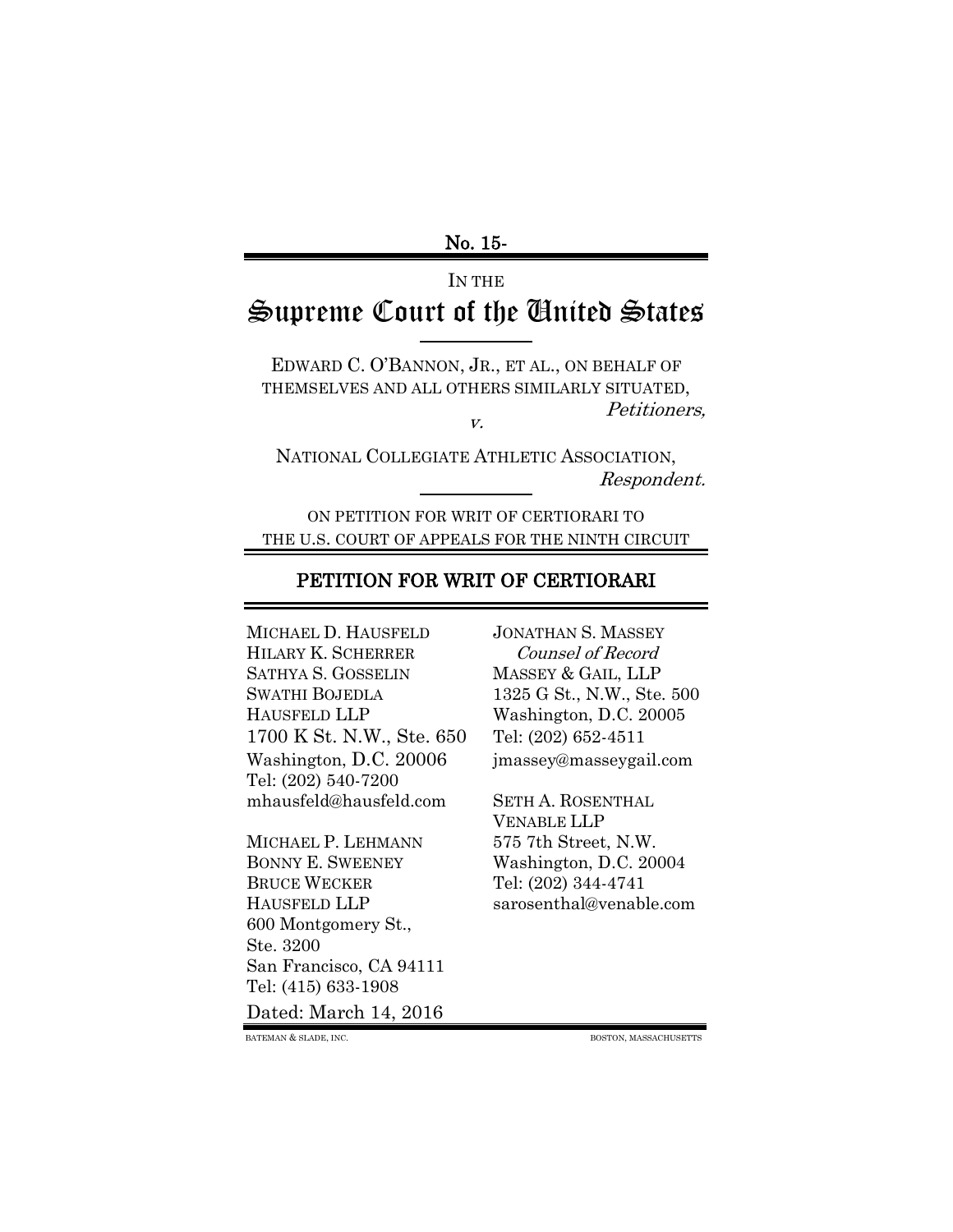No. 15-

IN THE

# Supreme Court of the United States

EDWARD C. O'BANNON, JR., ET AL., ON BEHALF OF THEMSELVES AND ALL OTHERS SIMILARLY SITUATED,
*Petitioners,*

*v.*

NATIONAL COLLEGIATE ATHLETIC ASSOCIATION,
*Respondent.*

ON PETITION FOR WRIT OF CERTIORARI TO THE U.S. COURT OF APPEALS FOR THE NINTH CIRCUIT

## PETITION FOR WRIT OF CERTIORARI

MICHAEL D. HAUSFELD
HILARY K. SCHERRER
SATHYA S. GOSSELIN
SWATHI BOJEDLA
HAUSFELD LLP
1700 K St. N.W., Ste. 650
Washington, D.C. 20006
Tel: (202) 540-7200
mhausfeld@hausfeld.com

MICHAEL P. LEHMANN
BONNY E. SWEENEY
BRUCE WECKER
HAUSFELD LLP
600 Montgomery St.,
Ste. 3200
San Francisco, CA 94111
Tel: (415) 633-1908

JONATHAN S. MASSEY
*Counsel of Record*
MASSEY & GAIL, LLP
1325 G St., N.W., Ste. 500
Washington, D.C. 20005
Tel: (202) 652-4511
jmassey@masseygail.com

SETH A. ROSENTHAL
VENABLE LLP
575 7th Street, N.W.
Washington, D.C. 20004
Tel: (202) 344-4741
sarosenthal@venable.com

Dated: March 14, 2016

BATEMAN & SLADE, INC. BOSTON, MASSACHUSETTS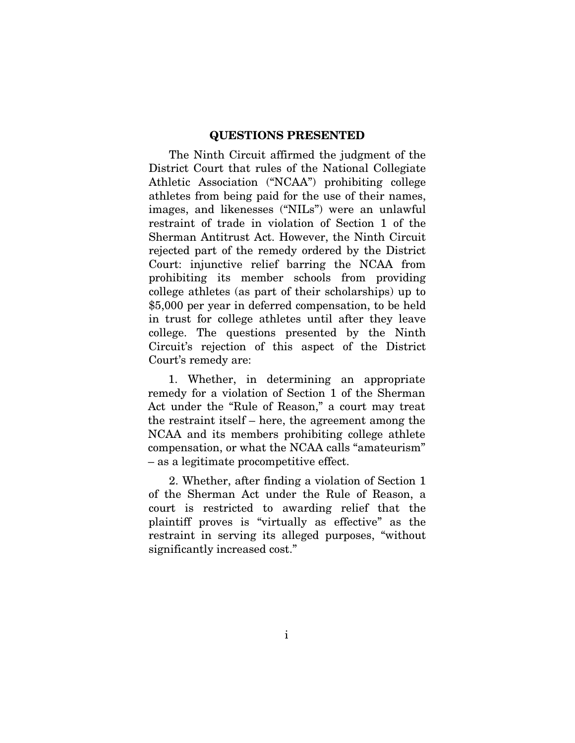## QUESTIONS PRESENTED

The Ninth Circuit affirmed the judgment of the District Court that rules of the National Collegiate Athletic Association ("NCAA") prohibiting college athletes from being paid for the use of their names, images, and likenesses ("NILs") were an unlawful restraint of trade in violation of Section 1 of the Sherman Antitrust Act. However, the Ninth Circuit rejected part of the remedy ordered by the District Court: injunctive relief barring the NCAA from prohibiting its member schools from providing college athletes (as part of their scholarships) up to $5,000 per year in deferred compensation, to be held in trust for college athletes until after they leave college. The questions presented by the Ninth Circuit's rejection of this aspect of the District Court's remedy are:

1. Whether, in determining an appropriate remedy for a violation of Section 1 of the Sherman Act under the "Rule of Reason," a court may treat the restraint itself – here, the agreement among the NCAA and its members prohibiting college athlete compensation, or what the NCAA calls "amateurism" – as a legitimate procompetitive effect.

2. Whether, after finding a violation of Section 1 of the Sherman Act under the Rule of Reason, a court is restricted to awarding relief that the plaintiff proves is "virtually as effective" as the restraint in serving its alleged purposes, "without significantly increased cost."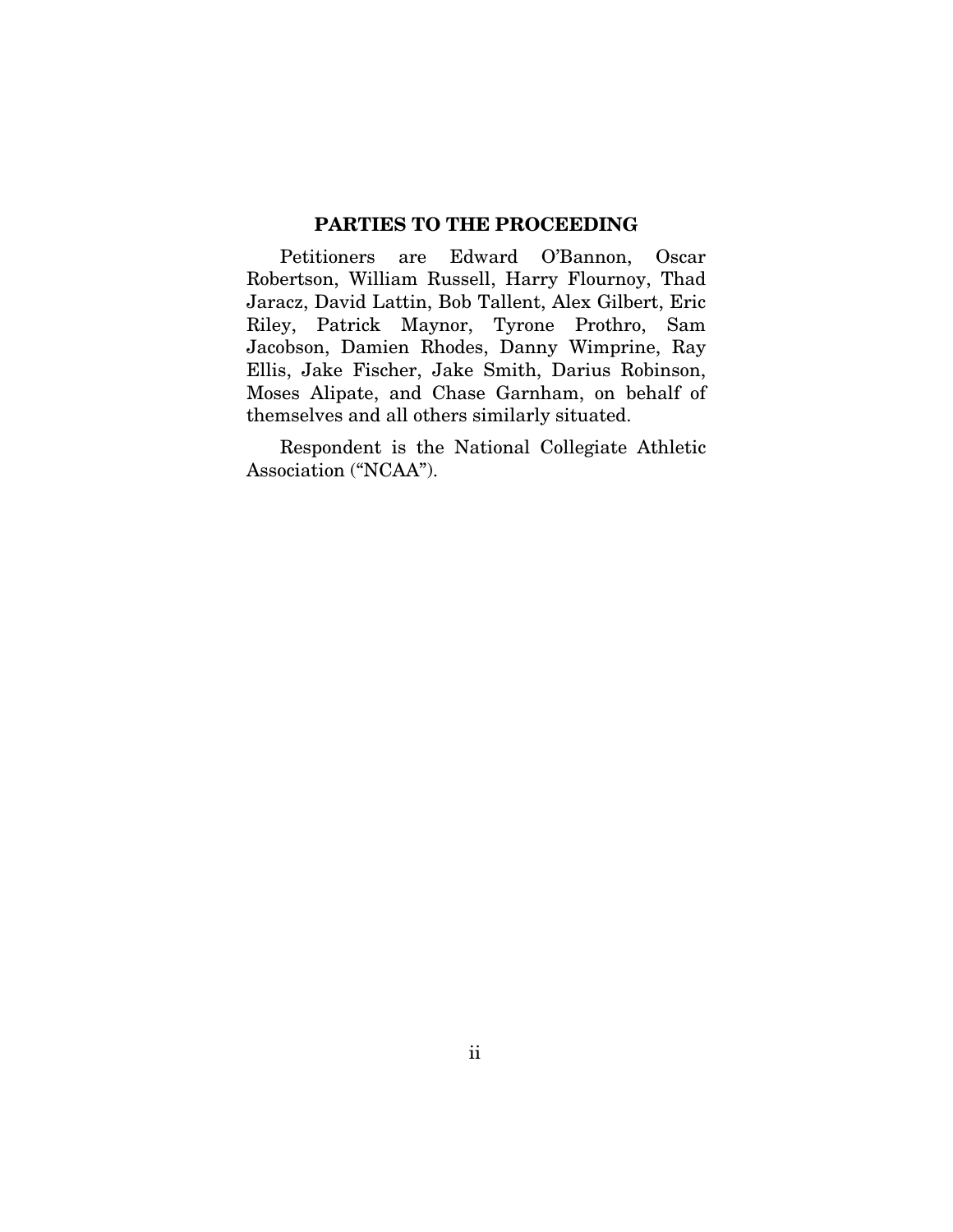## PARTIES TO THE PROCEEDING

Petitioners are Edward O'Bannon, Oscar Robertson, William Russell, Harry Flournoy, Thad Jaracz, David Lattin, Bob Tallent, Alex Gilbert, Eric Riley, Patrick Maynor, Tyrone Prothro, Sam Jacobson, Damien Rhodes, Danny Wimprine, Ray Ellis, Jake Fischer, Jake Smith, Darius Robinson, Moses Alipate, and Chase Garnham, on behalf of themselves and all others similarly situated.

Respondent is the National Collegiate Athletic Association ("NCAA").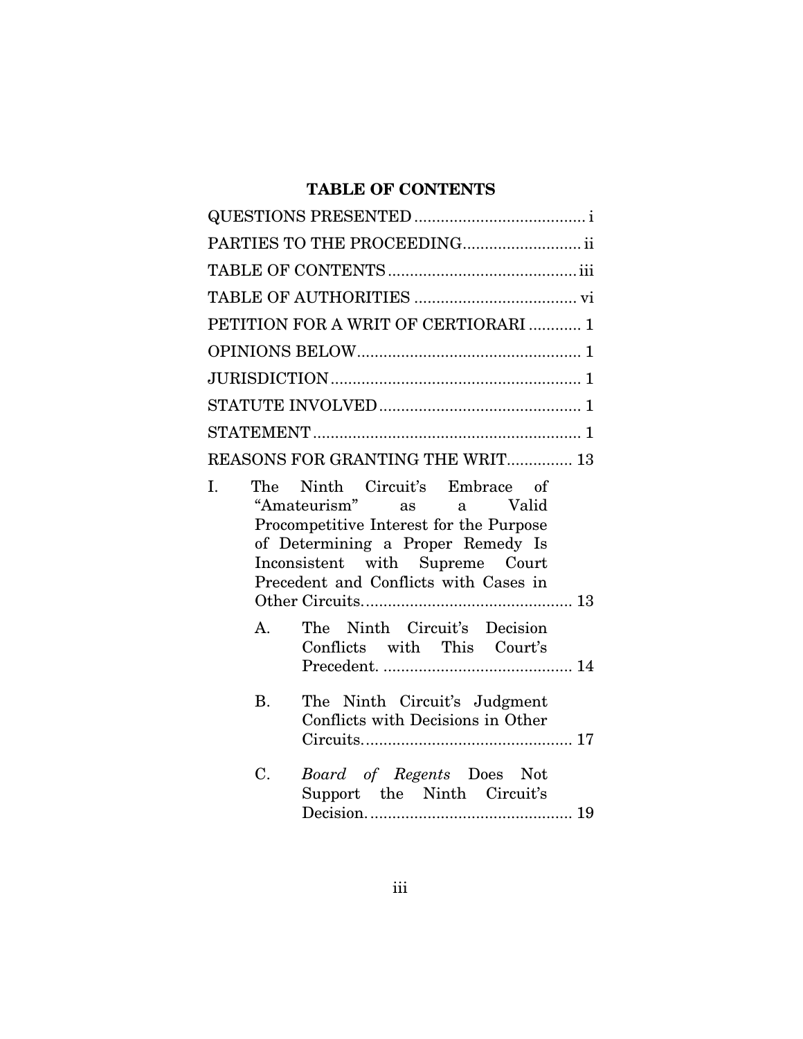## TABLE OF CONTENTS

QUESTIONS PRESENTED ....................................... i

PARTIES TO THE PROCEEDING........................... ii

TABLE OF CONTENTS ........................................... iii

TABLE OF AUTHORITIES ..................................... vi

PETITION FOR A WRIT OF CERTIORARI ............ 1

OPINIONS BELOW ................................................... 1

JURISDICTION ......................................................... 1

STATUTE INVOLVED .............................................. 1

STATEMENT ............................................................. 1

REASONS FOR GRANTING THE WRIT............... 13

I. The Ninth Circuit's Embrace of "Amateurism" as a Valid Procompetitive Interest for the Purpose of Determining a Proper Remedy Is Inconsistent with Supreme Court Precedent and Conflicts with Cases in Other Circuits................................................ 13

   A. The Ninth Circuit's Decision Conflicts with This Court's Precedent. ........................................... 14

   B. The Ninth Circuit's Judgment Conflicts with Decisions in Other Circuits................................................ 17

   C. *Board of Regents* Does Not Support the Ninth Circuit's Decision. .............................................. 19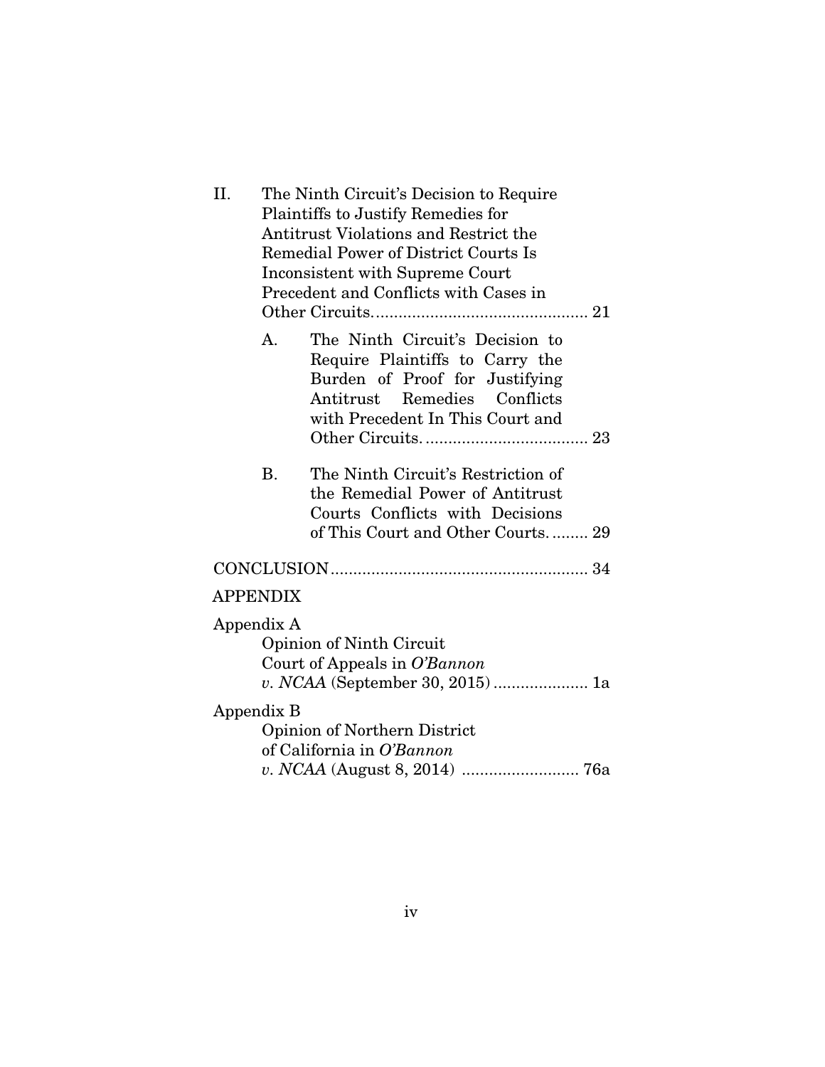II. The Ninth Circuit's Decision to Require Plaintiffs to Justify Remedies for Antitrust Violations and Restrict the Remedial Power of District Courts Is Inconsistent with Supreme Court Precedent and Conflicts with Cases in Other Circuits. .............................................. 21

   A. The Ninth Circuit's Decision to Require Plaintiffs to Carry the Burden of Proof for Justifying Antitrust Remedies Conflicts with Precedent In This Court and Other Circuits. .................................... 23

   B. The Ninth Circuit's Restriction of the Remedial Power of Antitrust Courts Conflicts with Decisions of This Court and Other Courts. ........ 29

CONCLUSION ......................................................... 34

APPENDIX

Appendix A
   Opinion of Ninth Circuit Court of Appeals in *O'Bannon v. NCAA* (September 30, 2015) ..................... 1a

Appendix B
   Opinion of Northern District of California in *O'Bannon v. NCAA* (August 8, 2014) .......................... 76a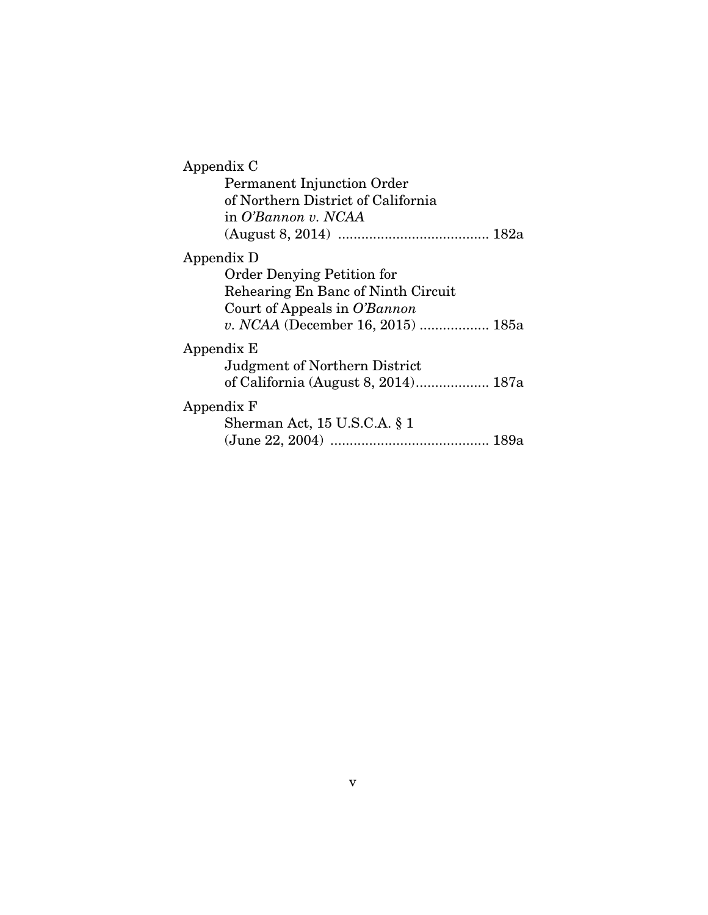Appendix C
Permanent Injunction Order of Northern District of California in *O'Bannon v. NCAA* (August 8, 2014) ....................................... 182a

Appendix D
Order Denying Petition for Rehearing En Banc of Ninth Circuit Court of Appeals in *O'Bannon v. NCAA* (December 16, 2015) .................. 185a

Appendix E
Judgment of Northern District of California (August 8, 2014)................... 187a

Appendix F
Sherman Act, 15 U.S.C.A. § 1 (June 22, 2004) ......................................... 189a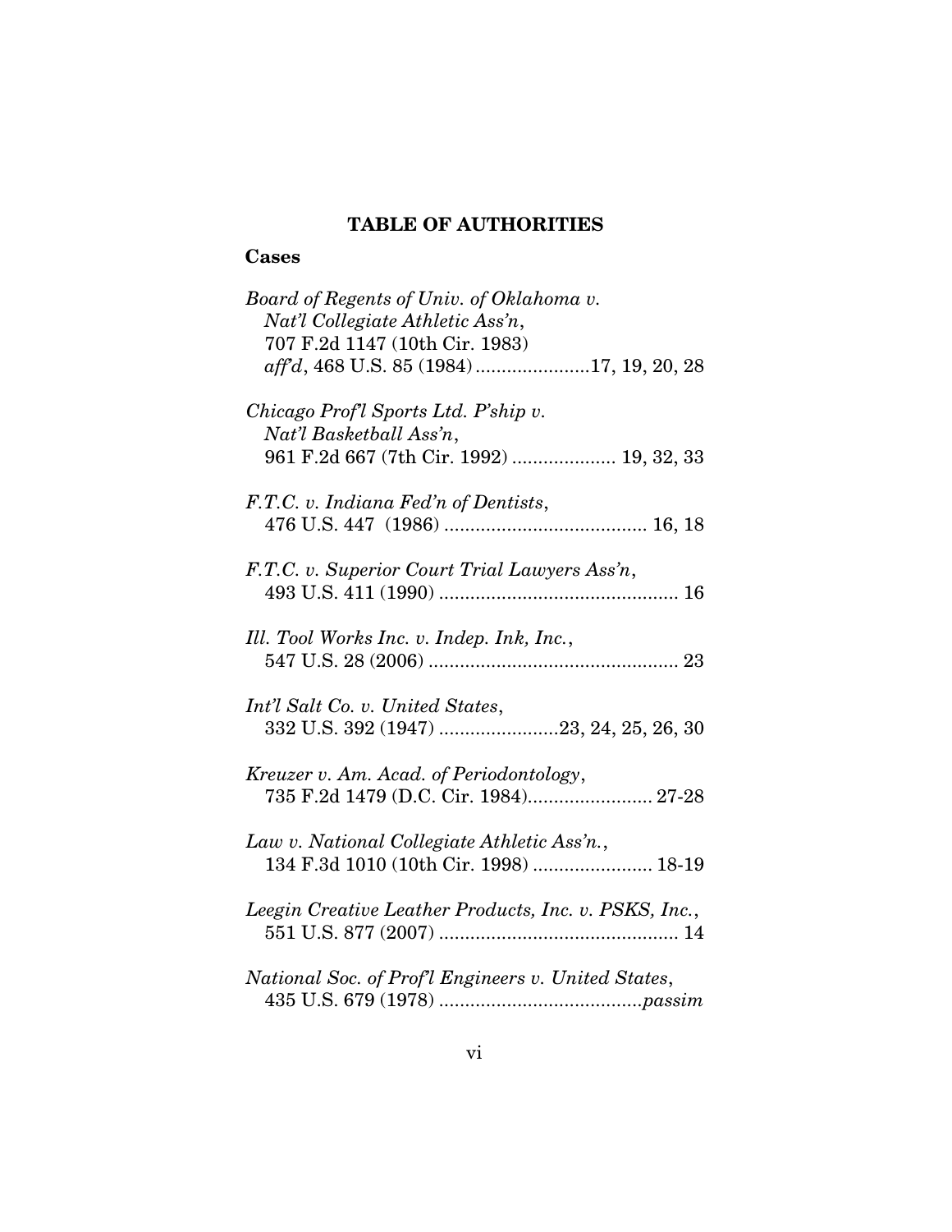## TABLE OF AUTHORITIES

### Cases

*Board of Regents of Univ. of Oklahoma v. Nat'l Collegiate Athletic Ass'n*, 707 F.2d 1147 (10th Cir. 1983) *aff'd*, 468 U.S. 85 (1984) ...................... 17, 19, 20, 28

*Chicago Prof'l Sports Ltd. P'ship v. Nat'l Basketball Ass'n*, 961 F.2d 667 (7th Cir. 1992) .................... 19, 32, 33

*F.T.C. v. Indiana Fed'n of Dentists*, 476 U.S. 447 (1986) ....................................... 16, 18

*F.T.C. v. Superior Court Trial Lawyers Ass'n*, 493 U.S. 411 (1990) .............................................. 16

*Ill. Tool Works Inc. v. Indep. Ink, Inc.*, 547 U.S. 28 (2006) ................................................ 23

*Int'l Salt Co. v. United States*, 332 U.S. 392 (1947) ....................... 23, 24, 25, 26, 30

*Kreuzer v. Am. Acad. of Periodontology*, 735 F.2d 1479 (D.C. Cir. 1984)........................ 27-28

*Law v. National Collegiate Athletic Ass'n.*, 134 F.3d 1010 (10th Cir. 1998) ....................... 18-19

*Leegin Creative Leather Products, Inc. v. PSKS, Inc.*, 551 U.S. 877 (2007) .............................................. 14

*National Soc. of Prof'l Engineers v. United States*, 435 U.S. 679 (1978) .......................................*passim*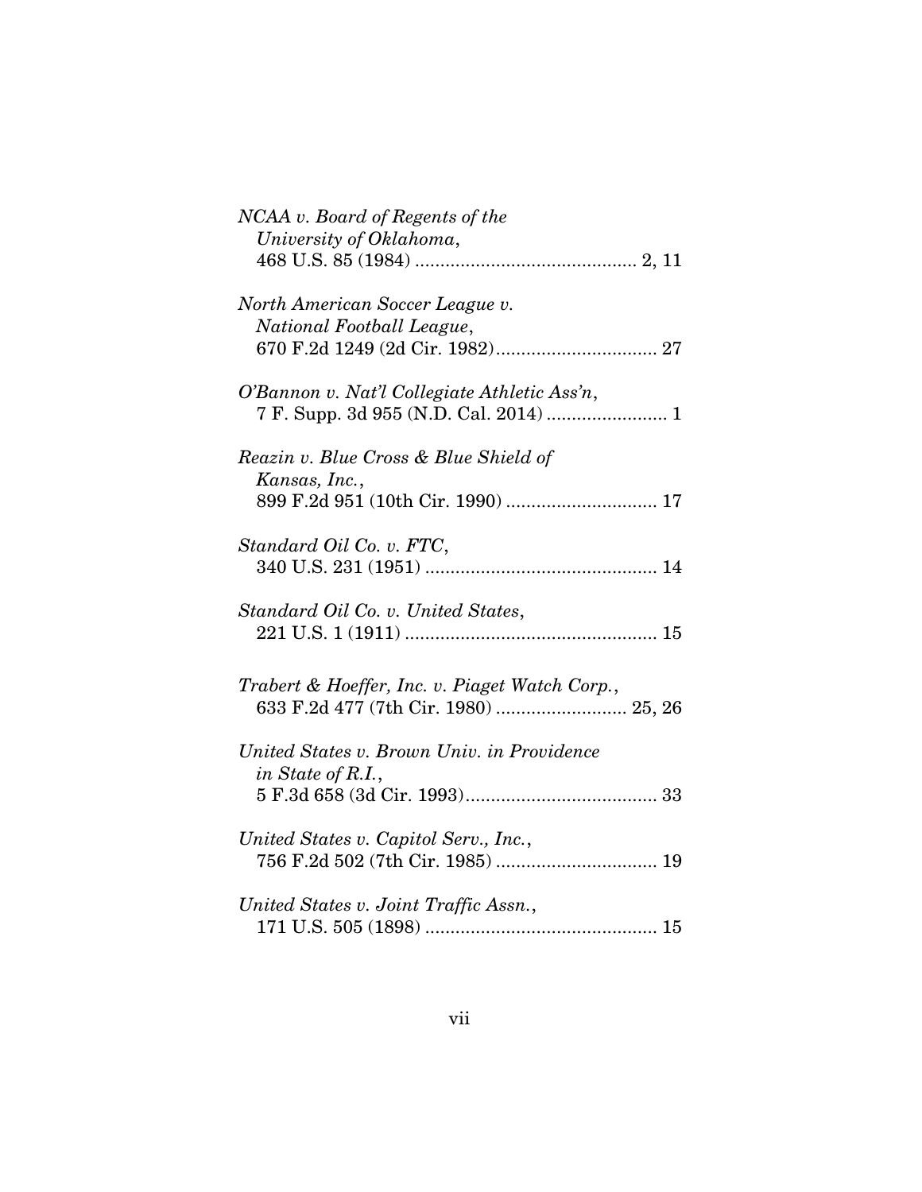*NCAA v. Board of Regents of the University of Oklahoma*,
468 U.S. 85 (1984) ........................................... 2, 11

*North American Soccer League v. National Football League*,
670 F.2d 1249 (2d Cir. 1982)................................ 27

*O'Bannon v. Nat'l Collegiate Athletic Ass'n*,
7 F. Supp. 3d 955 (N.D. Cal. 2014) ........................ 1

*Reazin v. Blue Cross & Blue Shield of Kansas, Inc.*,
899 F.2d 951 (10th Cir. 1990) ............................. 17

*Standard Oil Co. v. FTC*,
340 U.S. 231 (1951) ............................................. 14

*Standard Oil Co. v. United States*,
221 U.S. 1 (1911) .................................................. 15

*Trabert & Hoeffer, Inc. v. Piaget Watch Corp.*,
633 F.2d 477 (7th Cir. 1980) .......................... 25, 26

*United States v. Brown Univ. in Providence in State of R.I.*,
5 F.3d 658 (3d Cir. 1993)...................................... 33

*United States v. Capitol Serv., Inc.*,
756 F.2d 502 (7th Cir. 1985) ................................ 19

*United States v. Joint Traffic Assn.*,
171 U.S. 505 (1898) ............................................. 15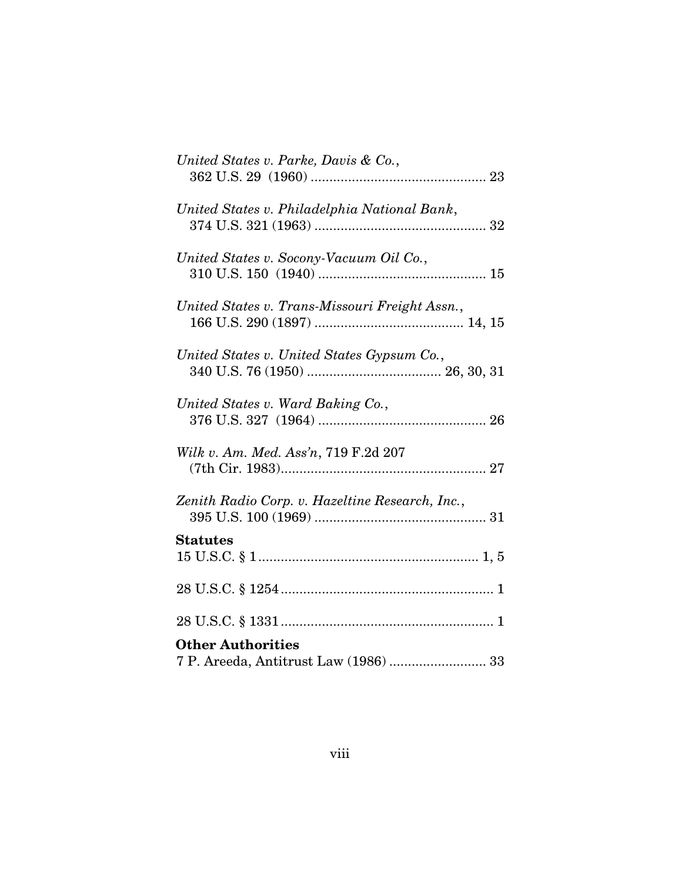*United States v. Parke, Davis & Co.*,
362 U.S. 29 (1960) ............................................... 23

*United States v. Philadelphia National Bank*,
374 U.S. 321 (1963) .............................................. 32

*United States v. Socony-Vacuum Oil Co.*,
310 U.S. 150 (1940) ............................................. 15

*United States v. Trans-Missouri Freight Assn.*,
166 U.S. 290 (1897) ........................................ 14, 15

*United States v. United States Gypsum Co.*,
340 U.S. 76 (1950) .................................... 26, 30, 31

*United States v. Ward Baking Co.*,
376 U.S. 327 (1964) ............................................. 26

*Wilk v. Am. Med. Ass'n*, 719 F.2d 207
(7th Cir. 1983)....................................................... 27

*Zenith Radio Corp. v. Hazeltine Research, Inc.*,
395 U.S. 100 (1969) .............................................. 31

**Statutes**

15 U.S.C. § 1........................................................... 1, 5

28 U.S.C. § 1254......................................................... 1

28 U.S.C. § 1331......................................................... 1

**Other Authorities**

7 P. Areeda, Antitrust Law (1986) .......................... 33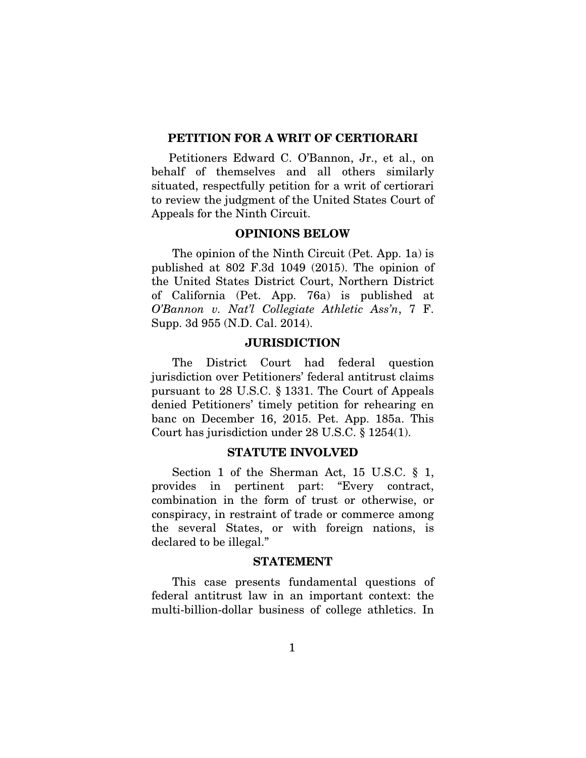## PETITION FOR A WRIT OF CERTIORARI

Petitioners Edward C. O'Bannon, Jr., et al., on behalf of themselves and all others similarly situated, respectfully petition for a writ of certiorari to review the judgment of the United States Court of Appeals for the Ninth Circuit.

## OPINIONS BELOW

The opinion of the Ninth Circuit (Pet. App. 1a) is published at 802 F.3d 1049 (2015). The opinion of the United States District Court, Northern District of California (Pet. App. 76a) is published at *O'Bannon v. Nat'l Collegiate Athletic Ass'n*, 7 F. Supp. 3d 955 (N.D. Cal. 2014).

## JURISDICTION

The District Court had federal question jurisdiction over Petitioners' federal antitrust claims pursuant to 28 U.S.C. § 1331. The Court of Appeals denied Petitioners' timely petition for rehearing en banc on December 16, 2015. Pet. App. 185a. This Court has jurisdiction under 28 U.S.C. § 1254(1).

## STATUTE INVOLVED

Section 1 of the Sherman Act, 15 U.S.C. § 1, provides in pertinent part: "Every contract, combination in the form of trust or otherwise, or conspiracy, in restraint of trade or commerce among the several States, or with foreign nations, is declared to be illegal."

## STATEMENT

This case presents fundamental questions of federal antitrust law in an important context: the multi-billion-dollar business of college athletics. In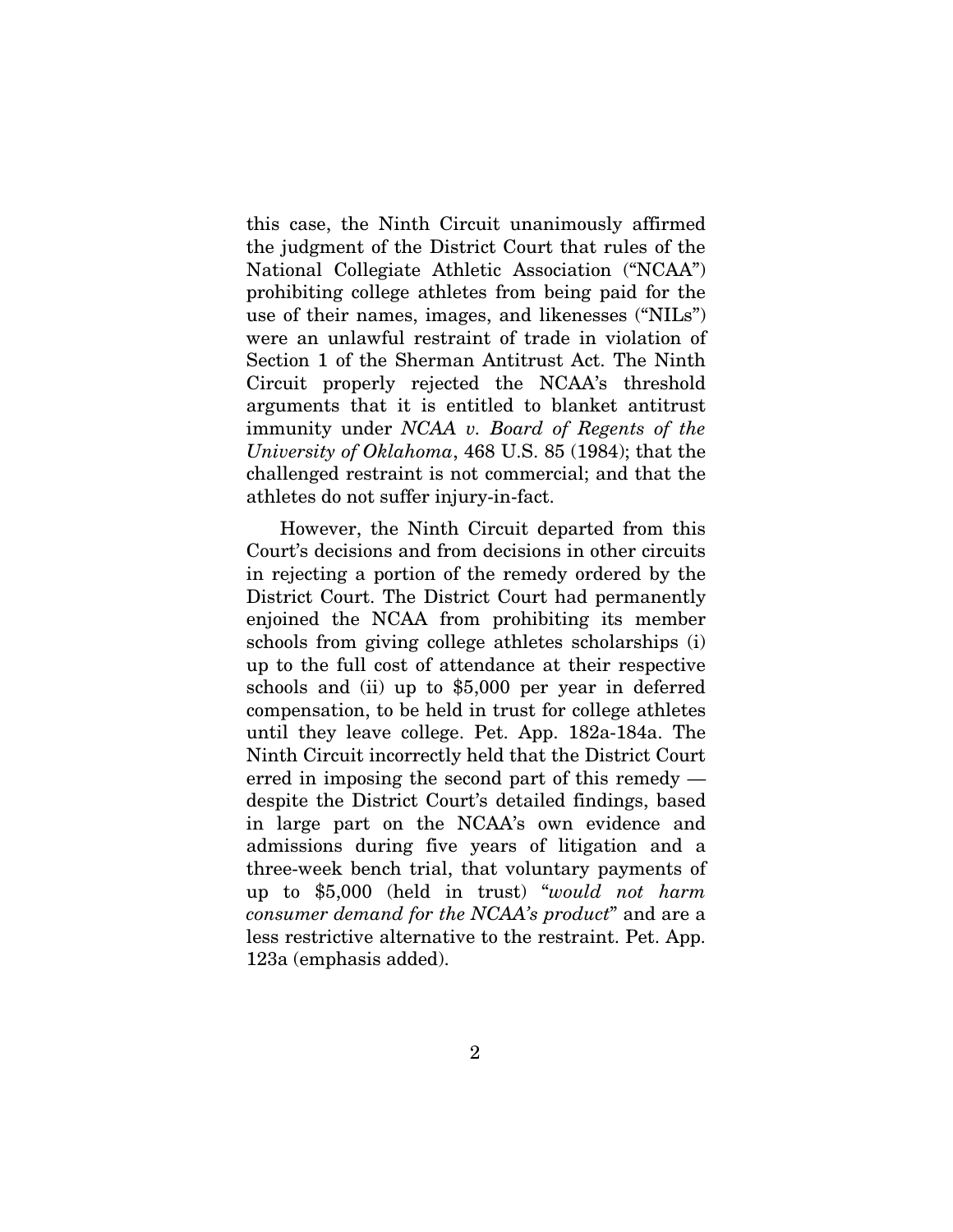this case, the Ninth Circuit unanimously affirmed the judgment of the District Court that rules of the National Collegiate Athletic Association ("NCAA") prohibiting college athletes from being paid for the use of their names, images, and likenesses ("NILs") were an unlawful restraint of trade in violation of Section 1 of the Sherman Antitrust Act. The Ninth Circuit properly rejected the NCAA's threshold arguments that it is entitled to blanket antitrust immunity under *NCAA v. Board of Regents of the University of Oklahoma*, 468 U.S. 85 (1984); that the challenged restraint is not commercial; and that the athletes do not suffer injury-in-fact.

However, the Ninth Circuit departed from this Court's decisions and from decisions in other circuits in rejecting a portion of the remedy ordered by the District Court. The District Court had permanently enjoined the NCAA from prohibiting its member schools from giving college athletes scholarships (i) up to the full cost of attendance at their respective schools and (ii) up to $5,000 per year in deferred compensation, to be held in trust for college athletes until they leave college. Pet. App. 182a-184a. The Ninth Circuit incorrectly held that the District Court erred in imposing the second part of this remedy — despite the District Court's detailed findings, based in large part on the NCAA's own evidence and admissions during five years of litigation and a three-week bench trial, that voluntary payments of up to $5,000 (held in trust) "*would not harm consumer demand for the NCAA's product*" and are a less restrictive alternative to the restraint. Pet. App. 123a (emphasis added).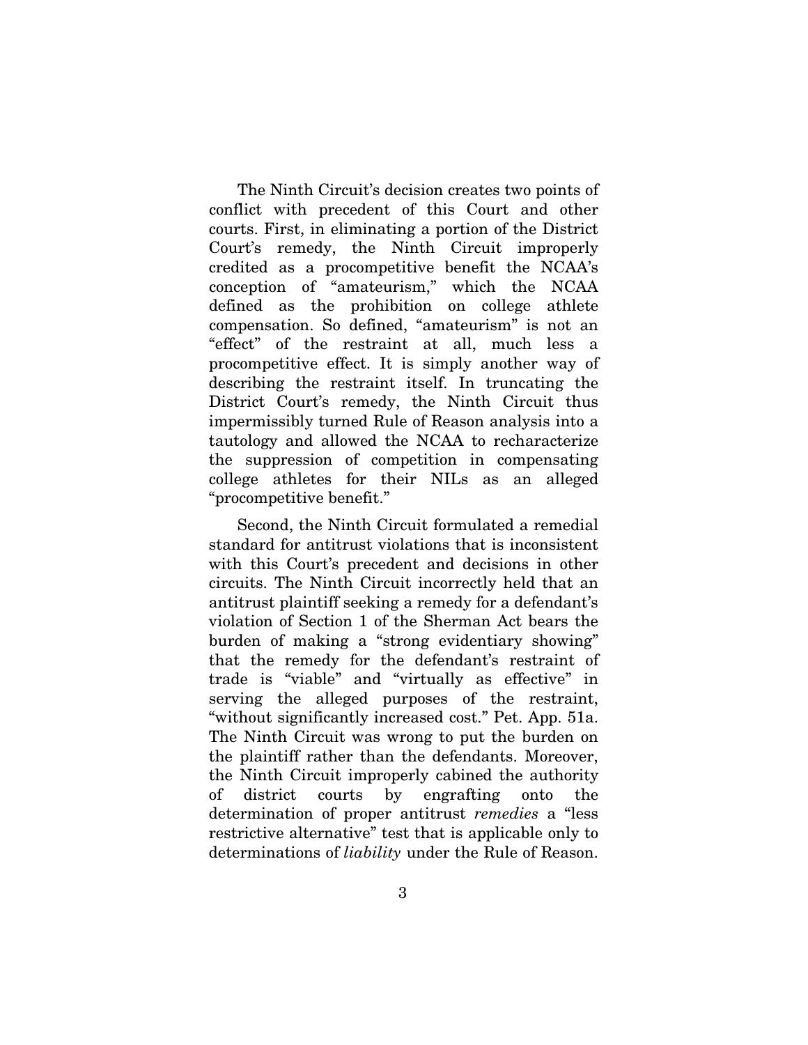The Ninth Circuit's decision creates two points of conflict with precedent of this Court and other courts. First, in eliminating a portion of the District Court's remedy, the Ninth Circuit improperly credited as a procompetitive benefit the NCAA's conception of "amateurism," which the NCAA defined as the prohibition on college athlete compensation. So defined, "amateurism" is not an "effect" of the restraint at all, much less a procompetitive effect. It is simply another way of describing the restraint itself. In truncating the District Court's remedy, the Ninth Circuit thus impermissibly turned Rule of Reason analysis into a tautology and allowed the NCAA to recharacterize the suppression of competition in compensating college athletes for their NILs as an alleged "procompetitive benefit."

Second, the Ninth Circuit formulated a remedial standard for antitrust violations that is inconsistent with this Court's precedent and decisions in other circuits. The Ninth Circuit incorrectly held that an antitrust plaintiff seeking a remedy for a defendant's violation of Section 1 of the Sherman Act bears the burden of making a "strong evidentiary showing" that the remedy for the defendant's restraint of trade is "viable" and "virtually as effective" in serving the alleged purposes of the restraint, "without significantly increased cost." Pet. App. 51a. The Ninth Circuit was wrong to put the burden on the plaintiff rather than the defendants. Moreover, the Ninth Circuit improperly cabined the authority of district courts by engrafting onto the determination of proper antitrust *remedies* a "less restrictive alternative" test that is applicable only to determinations of *liability* under the Rule of Reason.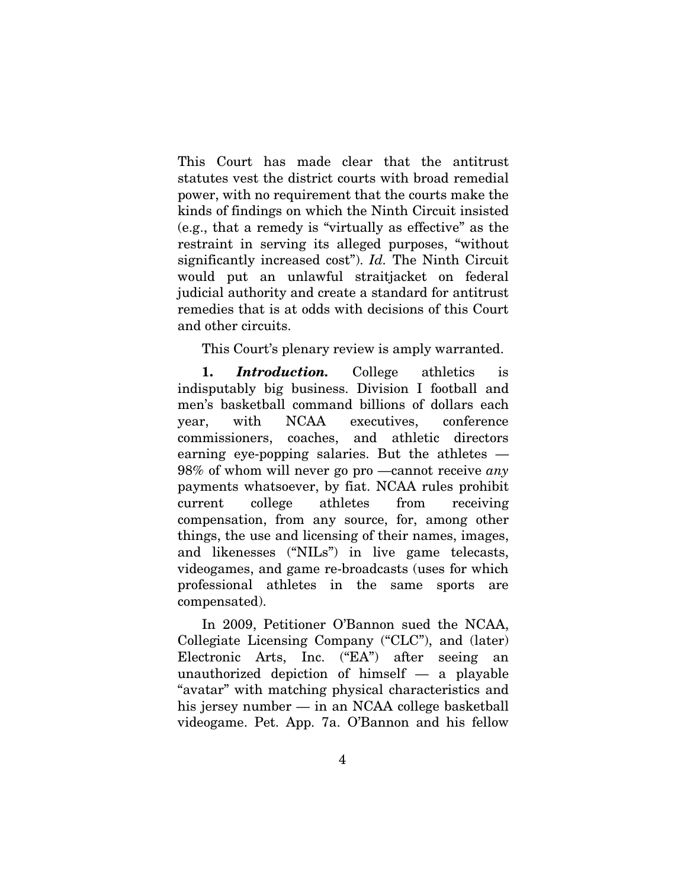This Court has made clear that the antitrust statutes vest the district courts with broad remedial power, with no requirement that the courts make the kinds of findings on which the Ninth Circuit insisted (e.g., that a remedy is "virtually as effective" as the restraint in serving its alleged purposes, "without significantly increased cost"). *Id.* The Ninth Circuit would put an unlawful straitjacket on federal judicial authority and create a standard for antitrust remedies that is at odds with decisions of this Court and other circuits.

This Court's plenary review is amply warranted.

**1.** ***Introduction.*** College athletics is indisputably big business. Division I football and men's basketball command billions of dollars each year, with NCAA executives, conference commissioners, coaches, and athletic directors earning eye-popping salaries. But the athletes — 98% of whom will never go pro —cannot receive *any* payments whatsoever, by fiat. NCAA rules prohibit current college athletes from receiving compensation, from any source, for, among other things, the use and licensing of their names, images, and likenesses ("NILs") in live game telecasts, videogames, and game re-broadcasts (uses for which professional athletes in the same sports are compensated).

In 2009, Petitioner O'Bannon sued the NCAA, Collegiate Licensing Company ("CLC"), and (later) Electronic Arts, Inc. ("EA") after seeing an unauthorized depiction of himself — a playable "avatar" with matching physical characteristics and his jersey number — in an NCAA college basketball videogame. Pet. App. 7a. O'Bannon and his fellow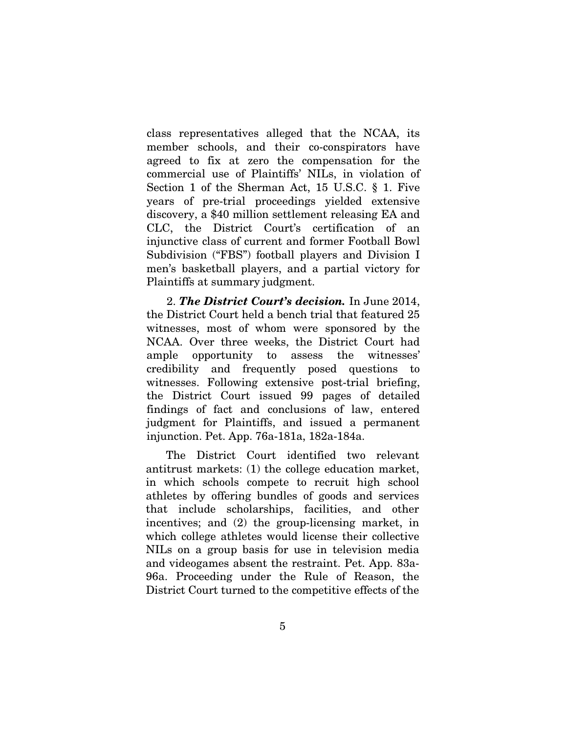class representatives alleged that the NCAA, its member schools, and their co-conspirators have agreed to fix at zero the compensation for the commercial use of Plaintiffs' NILs, in violation of Section 1 of the Sherman Act, 15 U.S.C. § 1. Five years of pre-trial proceedings yielded extensive discovery, a $40 million settlement releasing EA and CLC, the District Court's certification of an injunctive class of current and former Football Bowl Subdivision ("FBS") football players and Division I men's basketball players, and a partial victory for Plaintiffs at summary judgment.

2. ***The District Court's decision.*** In June 2014, the District Court held a bench trial that featured 25 witnesses, most of whom were sponsored by the NCAA. Over three weeks, the District Court had ample opportunity to assess the witnesses' credibility and frequently posed questions to witnesses. Following extensive post-trial briefing, the District Court issued 99 pages of detailed findings of fact and conclusions of law, entered judgment for Plaintiffs, and issued a permanent injunction. Pet. App. 76a-181a, 182a-184a.

The District Court identified two relevant antitrust markets: (1) the college education market, in which schools compete to recruit high school athletes by offering bundles of goods and services that include scholarships, facilities, and other incentives; and (2) the group-licensing market, in which college athletes would license their collective NILs on a group basis for use in television media and videogames absent the restraint. Pet. App. 83a-96a. Proceeding under the Rule of Reason, the District Court turned to the competitive effects of the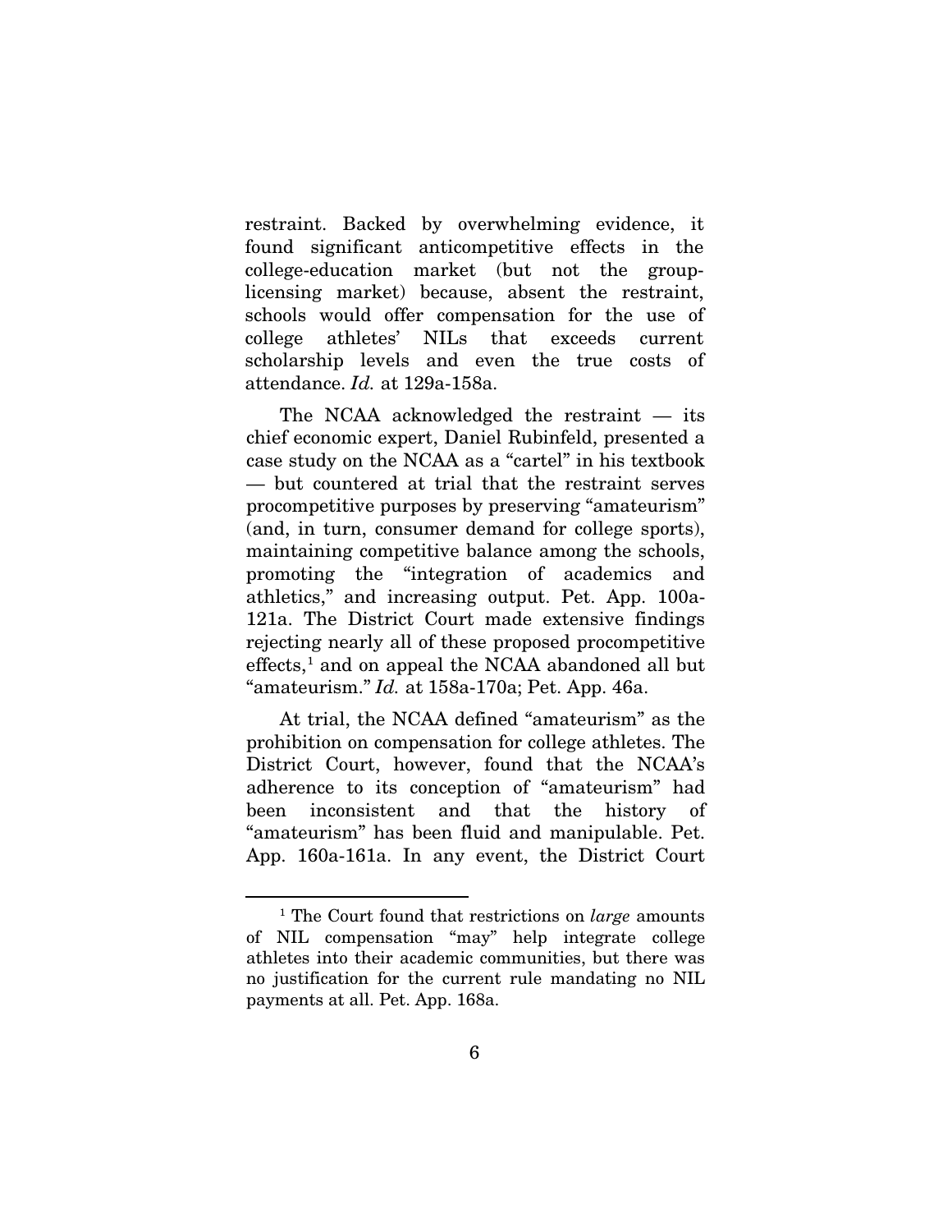restraint. Backed by overwhelming evidence, it found significant anticompetitive effects in the college-education market (but not the group-licensing market) because, absent the restraint, schools would offer compensation for the use of college athletes' NILs that exceeds current scholarship levels and even the true costs of attendance. *Id.* at 129a-158a.

The NCAA acknowledged the restraint — its chief economic expert, Daniel Rubinfeld, presented a case study on the NCAA as a "cartel" in his textbook — but countered at trial that the restraint serves procompetitive purposes by preserving "amateurism" (and, in turn, consumer demand for college sports), maintaining competitive balance among the schools, promoting the "integration of academics and athletics," and increasing output. Pet. App. 100a-121a. The District Court made extensive findings rejecting nearly all of these proposed procompetitive effects,[1] and on appeal the NCAA abandoned all but "amateurism." *Id.* at 158a-170a; Pet. App. 46a.

At trial, the NCAA defined "amateurism" as the prohibition on compensation for college athletes. The District Court, however, found that the NCAA's adherence to its conception of "amateurism" had been inconsistent and that the history of "amateurism" has been fluid and manipulable. Pet. App. 160a-161a. In any event, the District Court

---

[1] The Court found that restrictions on *large* amounts of NIL compensation "may" help integrate college athletes into their academic communities, but there was no justification for the current rule mandating no NIL payments at all. Pet. App. 168a.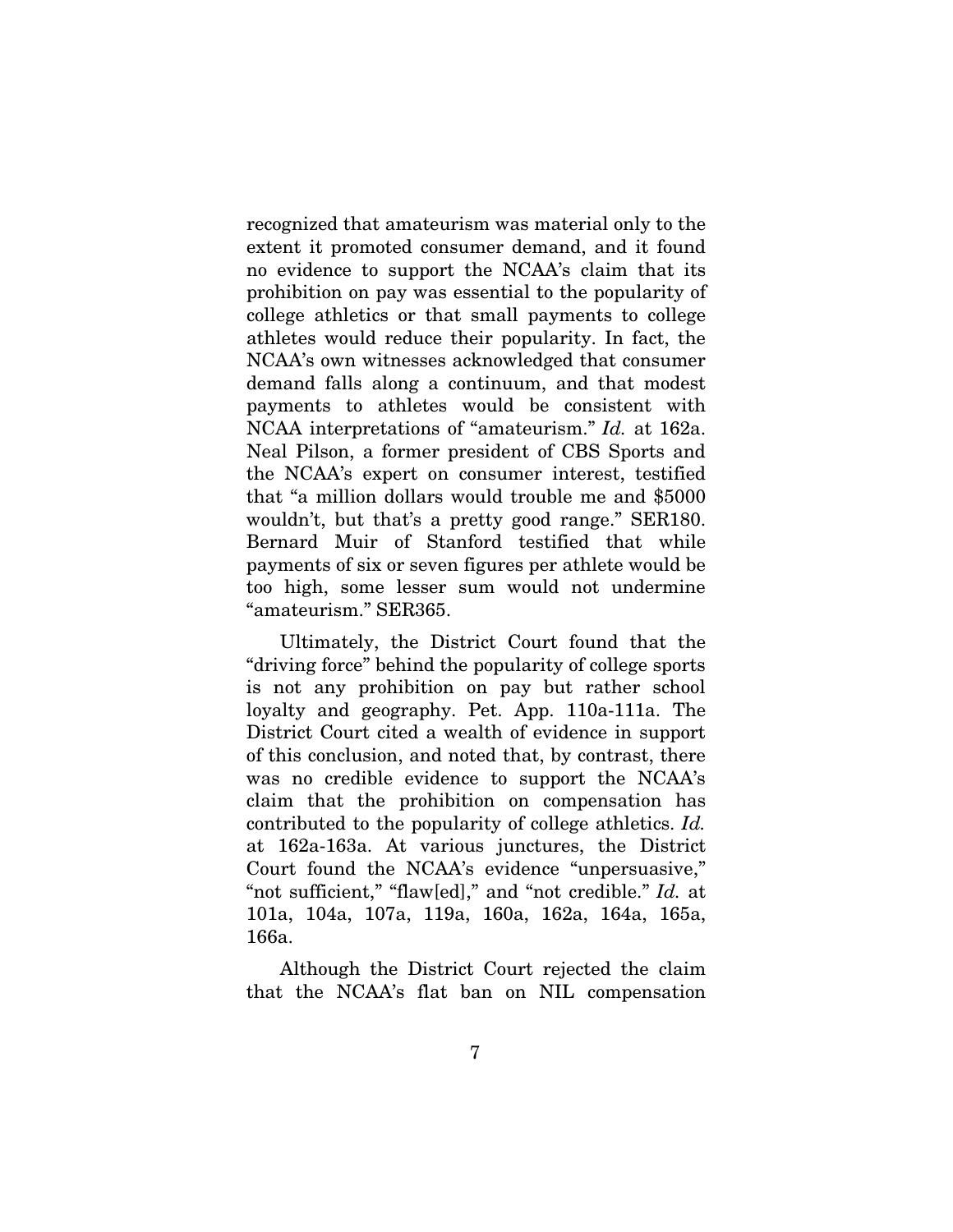recognized that amateurism was material only to the extent it promoted consumer demand, and it found no evidence to support the NCAA's claim that its prohibition on pay was essential to the popularity of college athletics or that small payments to college athletes would reduce their popularity. In fact, the NCAA's own witnesses acknowledged that consumer demand falls along a continuum, and that modest payments to athletes would be consistent with NCAA interpretations of "amateurism." *Id.* at 162a. Neal Pilson, a former president of CBS Sports and the NCAA's expert on consumer interest, testified that "a million dollars would trouble me and $5000 wouldn't, but that's a pretty good range." SER180. Bernard Muir of Stanford testified that while payments of six or seven figures per athlete would be too high, some lesser sum would not undermine "amateurism." SER365.

Ultimately, the District Court found that the "driving force" behind the popularity of college sports is not any prohibition on pay but rather school loyalty and geography. Pet. App. 110a-111a. The District Court cited a wealth of evidence in support of this conclusion, and noted that, by contrast, there was no credible evidence to support the NCAA's claim that the prohibition on compensation has contributed to the popularity of college athletics. *Id.* at 162a-163a. At various junctures, the District Court found the NCAA's evidence "unpersuasive," "not sufficient," "flaw[ed]," and "not credible." *Id.* at 101a, 104a, 107a, 119a, 160a, 162a, 164a, 165a, 166a.

Although the District Court rejected the claim that the NCAA's flat ban on NIL compensation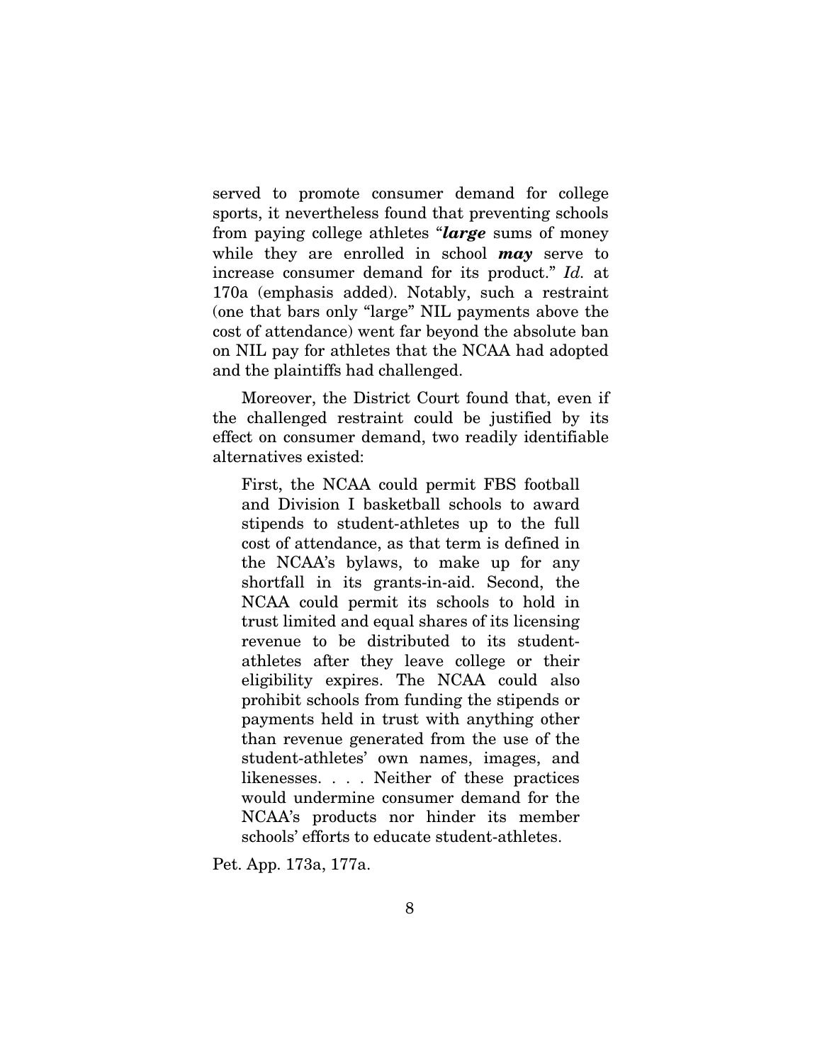served to promote consumer demand for college sports, it nevertheless found that preventing schools from paying college athletes "***large*** sums of money while they are enrolled in school ***may*** serve to increase consumer demand for its product." *Id.* at 170a (emphasis added). Notably, such a restraint (one that bars only "large" NIL payments above the cost of attendance) went far beyond the absolute ban on NIL pay for athletes that the NCAA had adopted and the plaintiffs had challenged.

Moreover, the District Court found that, even if the challenged restraint could be justified by its effect on consumer demand, two readily identifiable alternatives existed:

> First, the NCAA could permit FBS football and Division I basketball schools to award stipends to student-athletes up to the full cost of attendance, as that term is defined in the NCAA's bylaws, to make up for any shortfall in its grants-in-aid. Second, the NCAA could permit its schools to hold in trust limited and equal shares of its licensing revenue to be distributed to its student-athletes after they leave college or their eligibility expires. The NCAA could also prohibit schools from funding the stipends or payments held in trust with anything other than revenue generated from the use of the student-athletes' own names, images, and likenesses. . . . Neither of these practices would undermine consumer demand for the NCAA's products nor hinder its member schools' efforts to educate student-athletes.

Pet. App. 173a, 177a.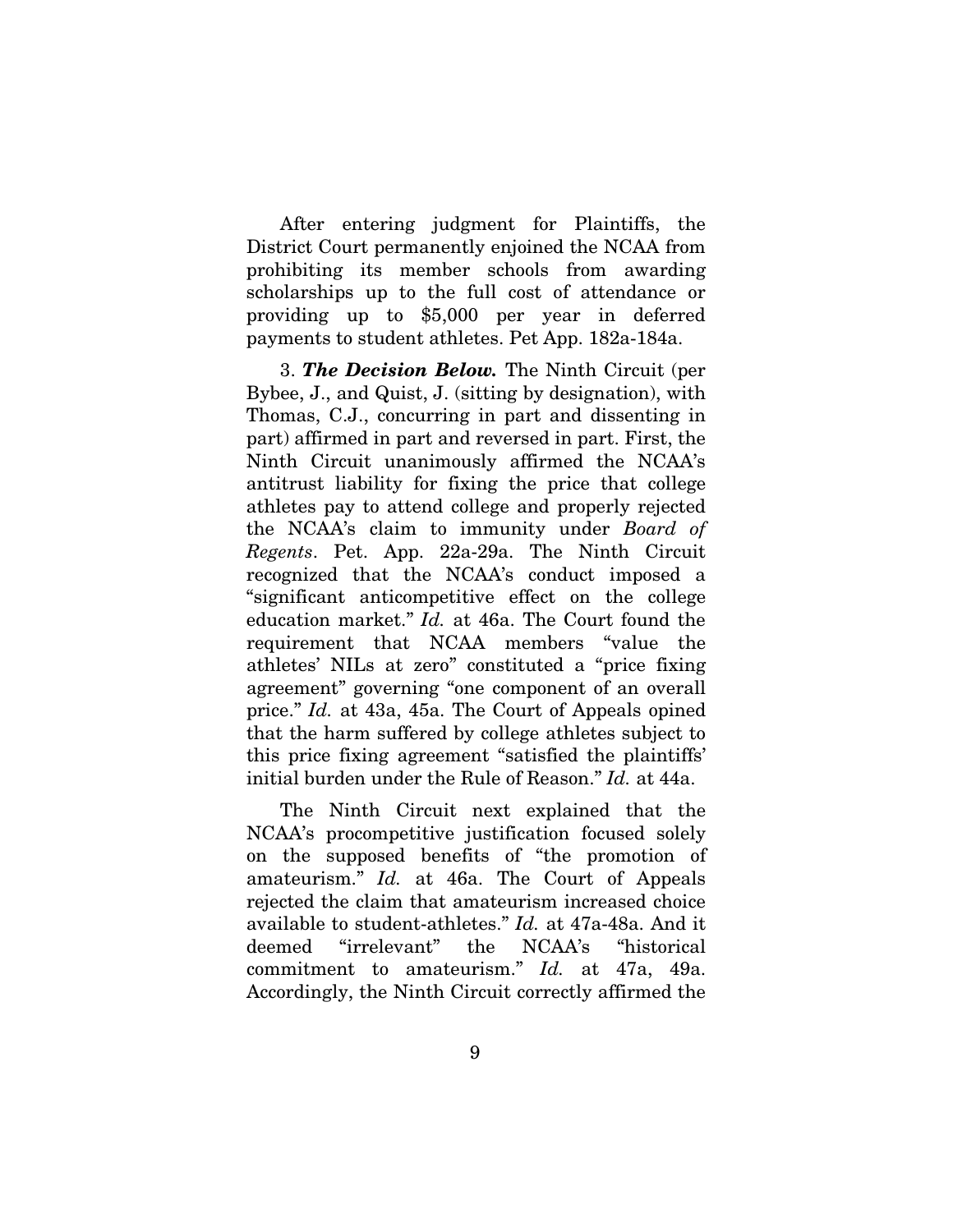After entering judgment for Plaintiffs, the District Court permanently enjoined the NCAA from prohibiting its member schools from awarding scholarships up to the full cost of attendance or providing up to $5,000 per year in deferred payments to student athletes. Pet App. 182a-184a.

3. ***The Decision Below.*** The Ninth Circuit (per Bybee, J., and Quist, J. (sitting by designation), with Thomas, C.J., concurring in part and dissenting in part) affirmed in part and reversed in part. First, the Ninth Circuit unanimously affirmed the NCAA's antitrust liability for fixing the price that college athletes pay to attend college and properly rejected the NCAA's claim to immunity under *Board of Regents*. Pet. App. 22a-29a. The Ninth Circuit recognized that the NCAA's conduct imposed a "significant anticompetitive effect on the college education market." *Id.* at 46a. The Court found the requirement that NCAA members "value the athletes' NILs at zero" constituted a "price fixing agreement" governing "one component of an overall price." *Id.* at 43a, 45a. The Court of Appeals opined that the harm suffered by college athletes subject to this price fixing agreement "satisfied the plaintiffs' initial burden under the Rule of Reason." *Id.* at 44a.

The Ninth Circuit next explained that the NCAA's procompetitive justification focused solely on the supposed benefits of "the promotion of amateurism." *Id.* at 46a. The Court of Appeals rejected the claim that amateurism increased choice available to student-athletes." *Id.* at 47a-48a. And it deemed "irrelevant" the NCAA's "historical commitment to amateurism." *Id.* at 47a, 49a. Accordingly, the Ninth Circuit correctly affirmed the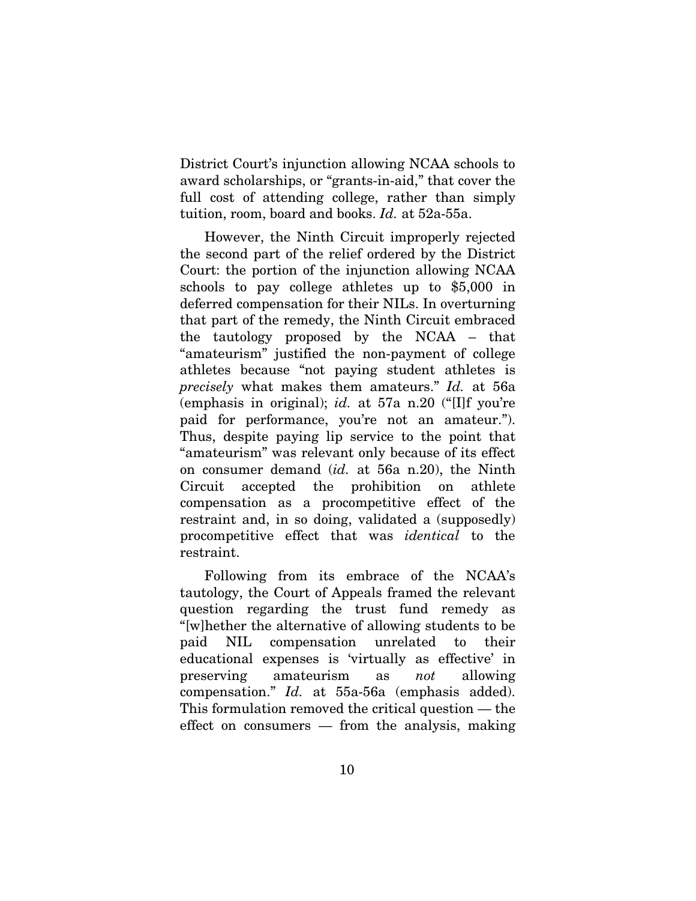District Court's injunction allowing NCAA schools to award scholarships, or "grants-in-aid," that cover the full cost of attending college, rather than simply tuition, room, board and books. *Id.* at 52a-55a.

However, the Ninth Circuit improperly rejected the second part of the relief ordered by the District Court: the portion of the injunction allowing NCAA schools to pay college athletes up to $5,000 in deferred compensation for their NILs. In overturning that part of the remedy, the Ninth Circuit embraced the tautology proposed by the NCAA – that "amateurism" justified the non-payment of college athletes because "not paying student athletes is *precisely* what makes them amateurs." *Id.* at 56a (emphasis in original); *id.* at 57a n.20 ("[I]f you're paid for performance, you're not an amateur."). Thus, despite paying lip service to the point that "amateurism" was relevant only because of its effect on consumer demand (*id.* at 56a n.20), the Ninth Circuit accepted the prohibition on athlete compensation as a procompetitive effect of the restraint and, in so doing, validated a (supposedly) procompetitive effect that was *identical* to the restraint.

Following from its embrace of the NCAA's tautology, the Court of Appeals framed the relevant question regarding the trust fund remedy as "[w]hether the alternative of allowing students to be paid NIL compensation unrelated to their educational expenses is 'virtually as effective' in preserving amateurism as *not* allowing compensation." *Id.* at 55a-56a (emphasis added). This formulation removed the critical question — the effect on consumers — from the analysis, making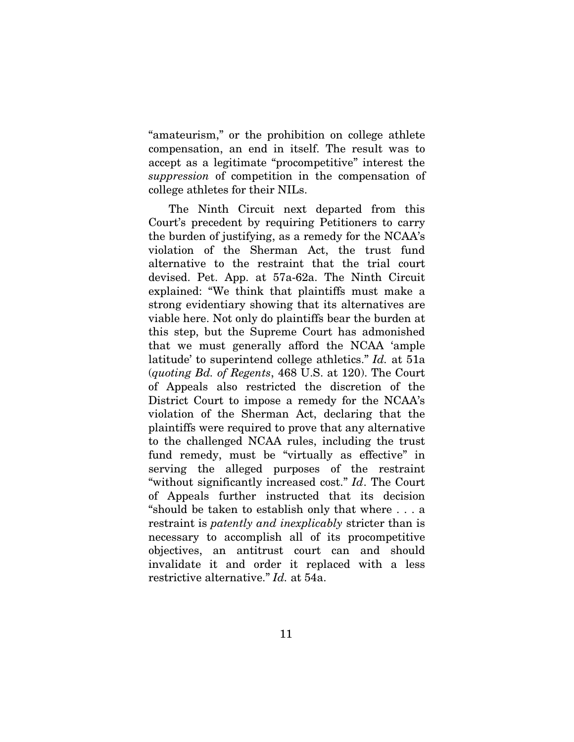"amateurism," or the prohibition on college athlete compensation, an end in itself. The result was to accept as a legitimate "procompetitive" interest the *suppression* of competition in the compensation of college athletes for their NILs.

The Ninth Circuit next departed from this Court's precedent by requiring Petitioners to carry the burden of justifying, as a remedy for the NCAA's violation of the Sherman Act, the trust fund alternative to the restraint that the trial court devised. Pet. App. at 57a-62a. The Ninth Circuit explained: "We think that plaintiffs must make a strong evidentiary showing that its alternatives are viable here. Not only do plaintiffs bear the burden at this step, but the Supreme Court has admonished that we must generally afford the NCAA 'ample latitude' to superintend college athletics." *Id.* at 51a (*quoting Bd. of Regents*, 468 U.S. at 120). The Court of Appeals also restricted the discretion of the District Court to impose a remedy for the NCAA's violation of the Sherman Act, declaring that the plaintiffs were required to prove that any alternative to the challenged NCAA rules, including the trust fund remedy, must be "virtually as effective" in serving the alleged purposes of the restraint "without significantly increased cost." *Id*. The Court of Appeals further instructed that its decision "should be taken to establish only that where . . . a restraint is *patently and inexplicably* stricter than is necessary to accomplish all of its procompetitive objectives, an antitrust court can and should invalidate it and order it replaced with a less restrictive alternative." *Id.* at 54a.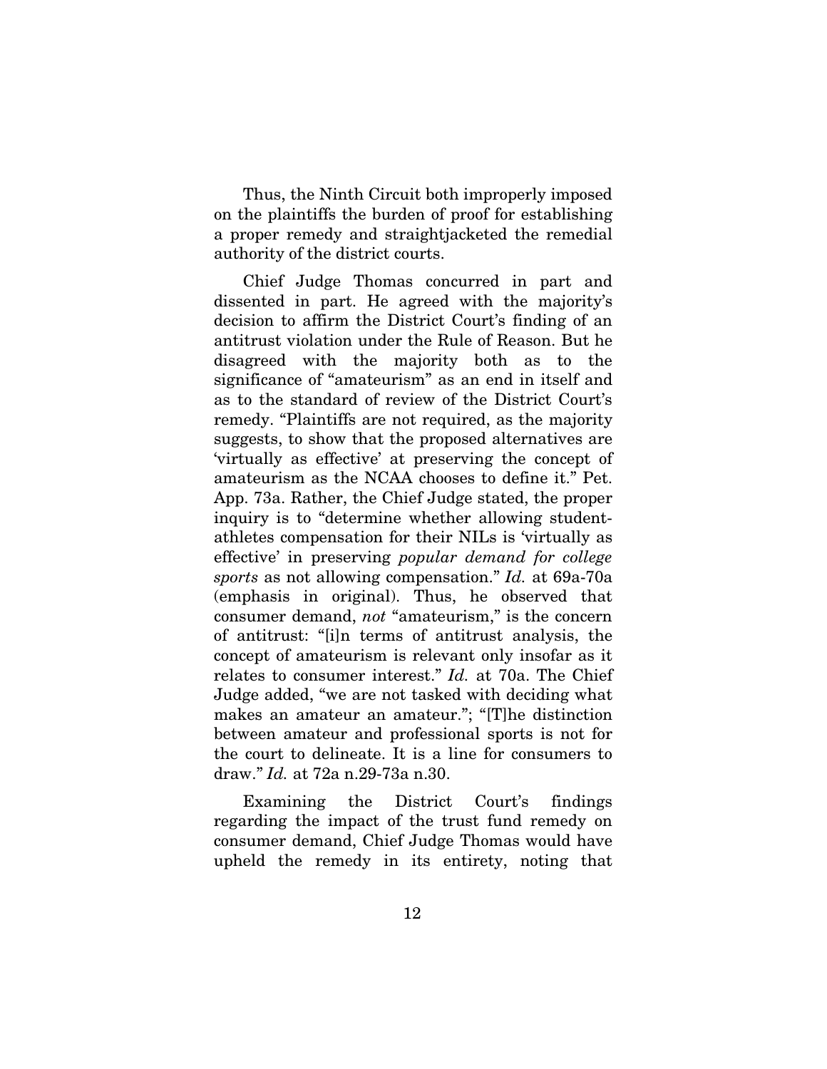Thus, the Ninth Circuit both improperly imposed on the plaintiffs the burden of proof for establishing a proper remedy and straightjacketed the remedial authority of the district courts.

Chief Judge Thomas concurred in part and dissented in part. He agreed with the majority's decision to affirm the District Court's finding of an antitrust violation under the Rule of Reason. But he disagreed with the majority both as to the significance of "amateurism" as an end in itself and as to the standard of review of the District Court's remedy. "Plaintiffs are not required, as the majority suggests, to show that the proposed alternatives are 'virtually as effective' at preserving the concept of amateurism as the NCAA chooses to define it." Pet. App. 73a. Rather, the Chief Judge stated, the proper inquiry is to "determine whether allowing student-athletes compensation for their NILs is 'virtually as effective' in preserving *popular demand for college sports* as not allowing compensation." *Id.* at 69a-70a (emphasis in original). Thus, he observed that consumer demand, *not* "amateurism," is the concern of antitrust: "[i]n terms of antitrust analysis, the concept of amateurism is relevant only insofar as it relates to consumer interest." *Id.* at 70a. The Chief Judge added, "we are not tasked with deciding what makes an amateur an amateur."; "[T]he distinction between amateur and professional sports is not for the court to delineate. It is a line for consumers to draw." *Id.* at 72a n.29-73a n.30.

Examining the District Court's findings regarding the impact of the trust fund remedy on consumer demand, Chief Judge Thomas would have upheld the remedy in its entirety, noting that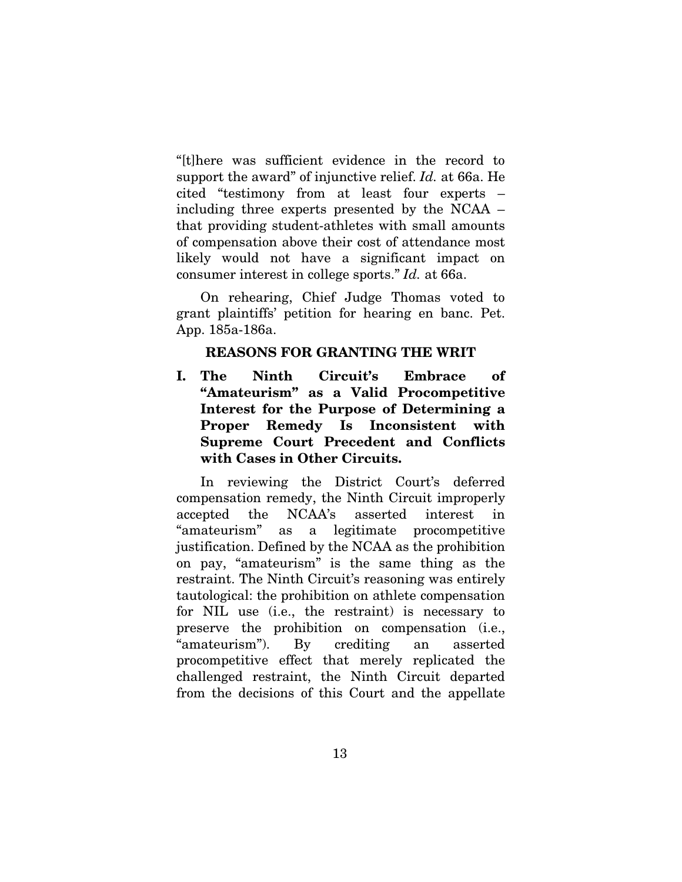"[t]here was sufficient evidence in the record to support the award" of injunctive relief. *Id.* at 66a. He cited "testimony from at least four experts – including three experts presented by the NCAA – that providing student-athletes with small amounts of compensation above their cost of attendance most likely would not have a significant impact on consumer interest in college sports." *Id.* at 66a.

On rehearing, Chief Judge Thomas voted to grant plaintiffs' petition for hearing en banc. Pet. App. 185a-186a.

## REASONS FOR GRANTING THE WRIT

### I. The Ninth Circuit's Embrace of "Amateurism" as a Valid Procompetitive Interest for the Purpose of Determining a Proper Remedy Is Inconsistent with Supreme Court Precedent and Conflicts with Cases in Other Circuits.

In reviewing the District Court's deferred compensation remedy, the Ninth Circuit improperly accepted the NCAA's asserted interest in "amateurism" as a legitimate procompetitive justification. Defined by the NCAA as the prohibition on pay, "amateurism" is the same thing as the restraint. The Ninth Circuit's reasoning was entirely tautological: the prohibition on athlete compensation for NIL use (i.e., the restraint) is necessary to preserve the prohibition on compensation (i.e., "amateurism"). By crediting an asserted procompetitive effect that merely replicated the challenged restraint, the Ninth Circuit departed from the decisions of this Court and the appellate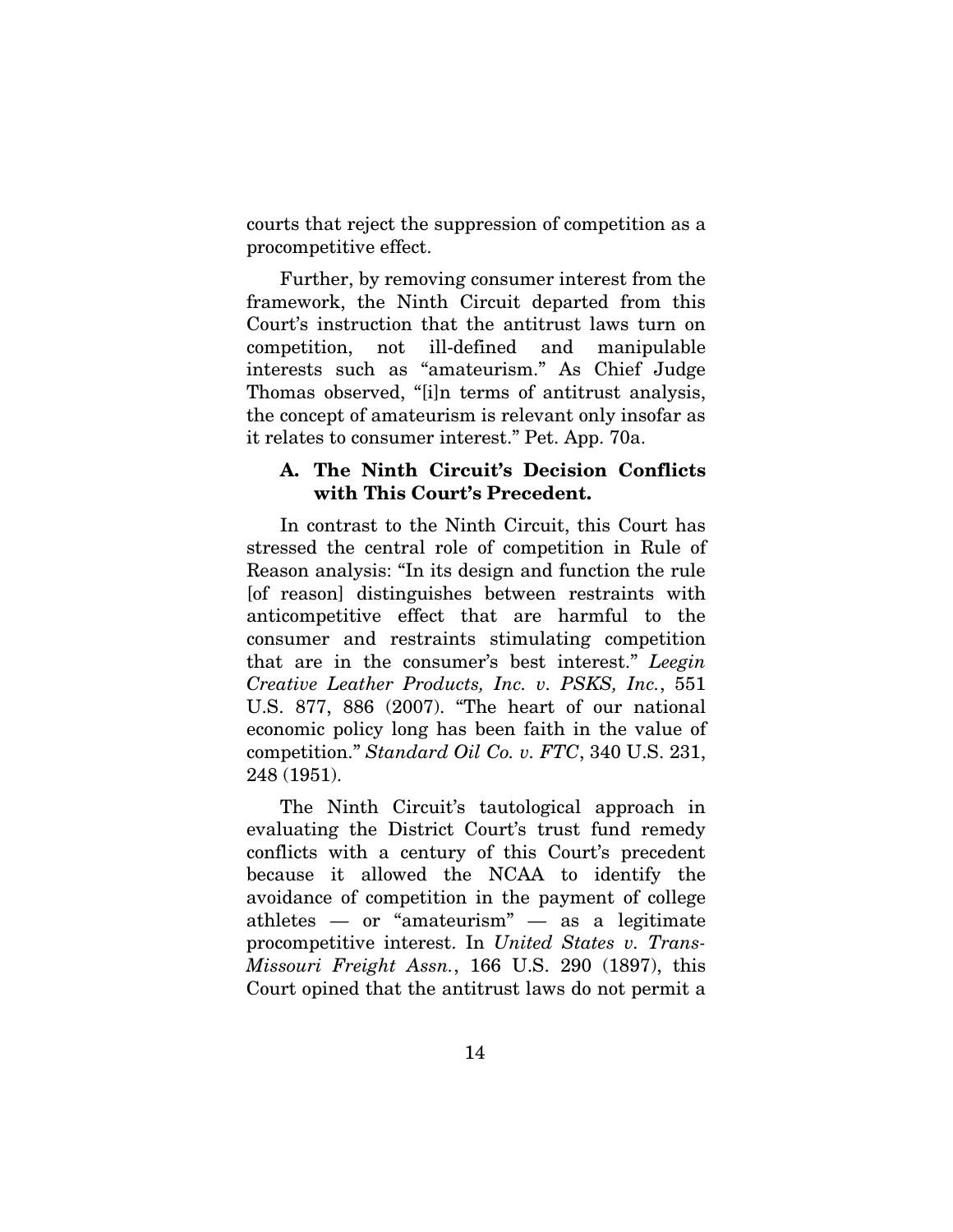courts that reject the suppression of competition as a procompetitive effect.

Further, by removing consumer interest from the framework, the Ninth Circuit departed from this Court's instruction that the antitrust laws turn on competition, not ill-defined and manipulable interests such as "amateurism." As Chief Judge Thomas observed, "[i]n terms of antitrust analysis, the concept of amateurism is relevant only insofar as it relates to consumer interest." Pet. App. 70a.

### A. The Ninth Circuit's Decision Conflicts with This Court's Precedent.

In contrast to the Ninth Circuit, this Court has stressed the central role of competition in Rule of Reason analysis: "In its design and function the rule [of reason] distinguishes between restraints with anticompetitive effect that are harmful to the consumer and restraints stimulating competition that are in the consumer's best interest." *Leegin Creative Leather Products, Inc. v. PSKS, Inc.*, 551 U.S. 877, 886 (2007). "The heart of our national economic policy long has been faith in the value of competition." *Standard Oil Co. v. FTC*, 340 U.S. 231, 248 (1951).

The Ninth Circuit's tautological approach in evaluating the District Court's trust fund remedy conflicts with a century of this Court's precedent because it allowed the NCAA to identify the avoidance of competition in the payment of college athletes — or "amateurism" — as a legitimate procompetitive interest. In *United States v. Trans-Missouri Freight Assn.*, 166 U.S. 290 (1897), this Court opined that the antitrust laws do not permit a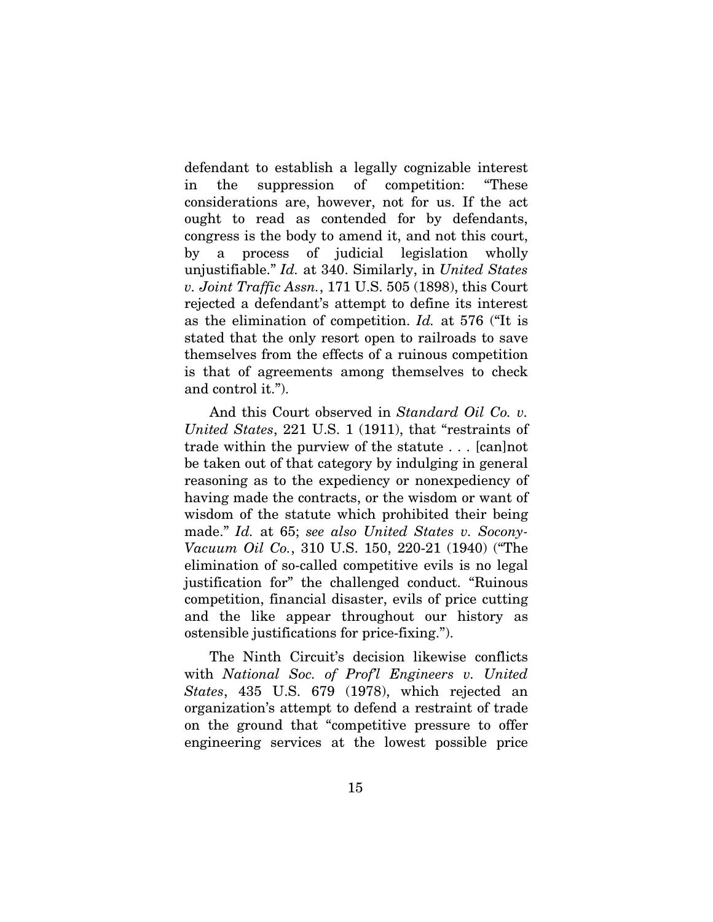defendant to establish a legally cognizable interest in the suppression of competition: "These considerations are, however, not for us. If the act ought to read as contended for by defendants, congress is the body to amend it, and not this court, by a process of judicial legislation wholly unjustifiable." *Id.* at 340. Similarly, in *United States v. Joint Traffic Assn.*, 171 U.S. 505 (1898), this Court rejected a defendant's attempt to define its interest as the elimination of competition. *Id.* at 576 ("It is stated that the only resort open to railroads to save themselves from the effects of a ruinous competition is that of agreements among themselves to check and control it.").

And this Court observed in *Standard Oil Co. v. United States*, 221 U.S. 1 (1911), that "restraints of trade within the purview of the statute . . . [can]not be taken out of that category by indulging in general reasoning as to the expediency or nonexpediency of having made the contracts, or the wisdom or want of wisdom of the statute which prohibited their being made." *Id.* at 65; *see also United States v. Socony-Vacuum Oil Co.*, 310 U.S. 150, 220-21 (1940) ("The elimination of so-called competitive evils is no legal justification for" the challenged conduct. "Ruinous competition, financial disaster, evils of price cutting and the like appear throughout our history as ostensible justifications for price-fixing.").

The Ninth Circuit's decision likewise conflicts with *National Soc. of Prof'l Engineers v. United States*, 435 U.S. 679 (1978), which rejected an organization's attempt to defend a restraint of trade on the ground that "competitive pressure to offer engineering services at the lowest possible price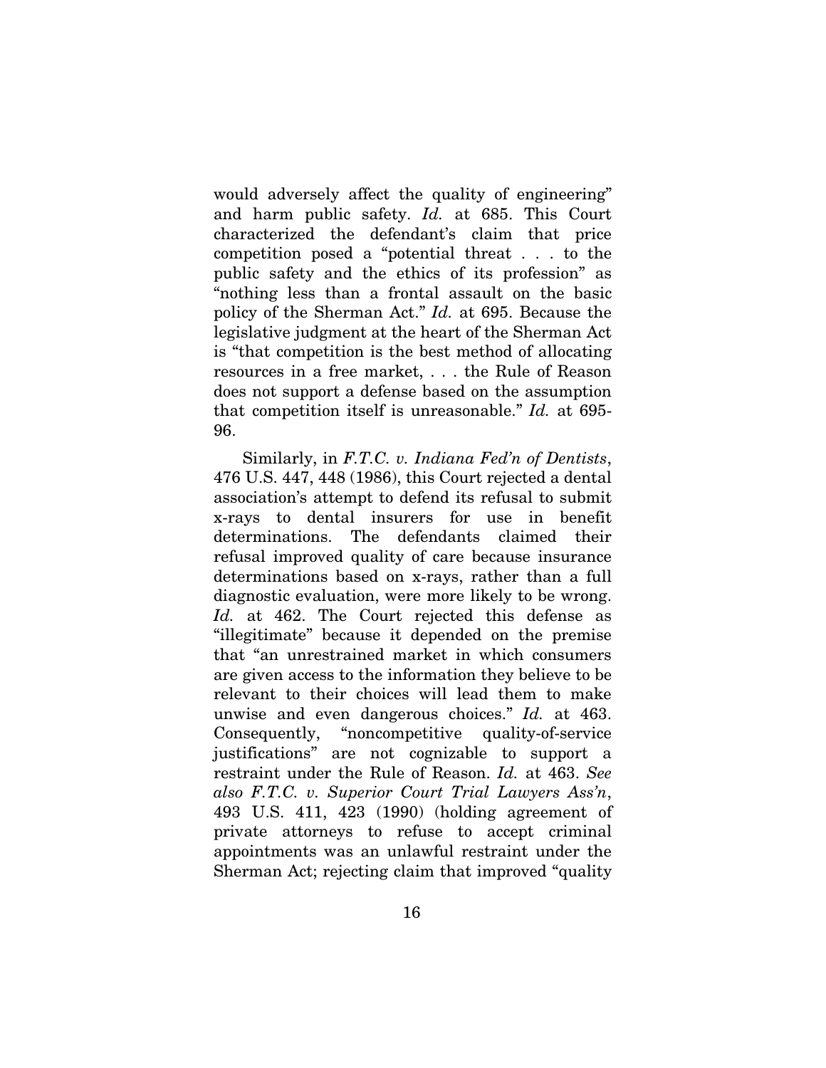would adversely affect the quality of engineering" and harm public safety. *Id.* at 685. This Court characterized the defendant's claim that price competition posed a "potential threat . . . to the public safety and the ethics of its profession" as "nothing less than a frontal assault on the basic policy of the Sherman Act." *Id.* at 695. Because the legislative judgment at the heart of the Sherman Act is "that competition is the best method of allocating resources in a free market, . . . the Rule of Reason does not support a defense based on the assumption that competition itself is unreasonable." *Id.* at 695-96.

Similarly, in *F.T.C. v. Indiana Fed'n of Dentists*, 476 U.S. 447, 448 (1986), this Court rejected a dental association's attempt to defend its refusal to submit x-rays to dental insurers for use in benefit determinations. The defendants claimed their refusal improved quality of care because insurance determinations based on x-rays, rather than a full diagnostic evaluation, were more likely to be wrong. *Id.* at 462. The Court rejected this defense as "illegitimate" because it depended on the premise that "an unrestrained market in which consumers are given access to the information they believe to be relevant to their choices will lead them to make unwise and even dangerous choices." *Id.* at 463. Consequently, "noncompetitive quality-of-service justifications" are not cognizable to support a restraint under the Rule of Reason. *Id.* at 463. *See also F.T.C. v. Superior Court Trial Lawyers Ass'n*, 493 U.S. 411, 423 (1990) (holding agreement of private attorneys to refuse to accept criminal appointments was an unlawful restraint under the Sherman Act; rejecting claim that improved "quality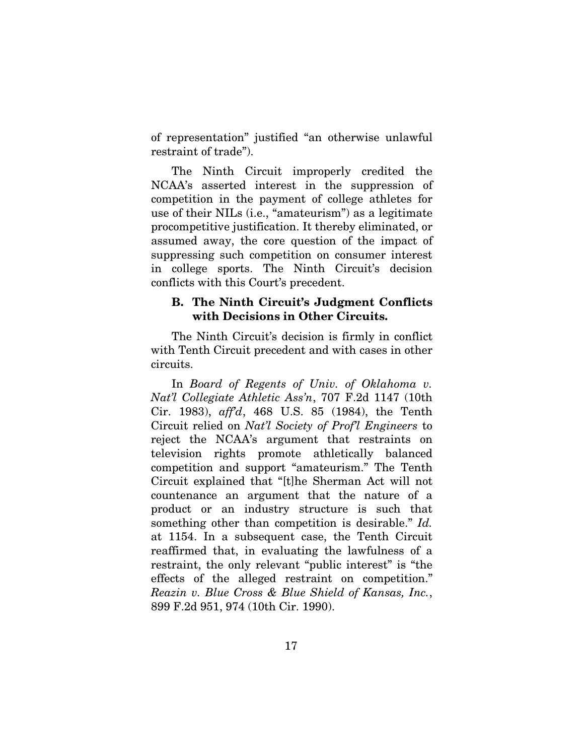of representation" justified "an otherwise unlawful restraint of trade").

The Ninth Circuit improperly credited the NCAA's asserted interest in the suppression of competition in the payment of college athletes for use of their NILs (i.e., "amateurism") as a legitimate procompetitive justification. It thereby eliminated, or assumed away, the core question of the impact of suppressing such competition on consumer interest in college sports. The Ninth Circuit's decision conflicts with this Court's precedent.

### B. The Ninth Circuit's Judgment Conflicts with Decisions in Other Circuits.

The Ninth Circuit's decision is firmly in conflict with Tenth Circuit precedent and with cases in other circuits.

In *Board of Regents of Univ. of Oklahoma v. Nat'l Collegiate Athletic Ass'n*, 707 F.2d 1147 (10th Cir. 1983), *aff'd*, 468 U.S. 85 (1984), the Tenth Circuit relied on *Nat'l Society of Prof'l Engineers* to reject the NCAA's argument that restraints on television rights promote athletically balanced competition and support "amateurism." The Tenth Circuit explained that "[t]he Sherman Act will not countenance an argument that the nature of a product or an industry structure is such that something other than competition is desirable." *Id.* at 1154. In a subsequent case, the Tenth Circuit reaffirmed that, in evaluating the lawfulness of a restraint, the only relevant "public interest" is "the effects of the alleged restraint on competition." *Reazin v. Blue Cross & Blue Shield of Kansas, Inc.*, 899 F.2d 951, 974 (10th Cir. 1990).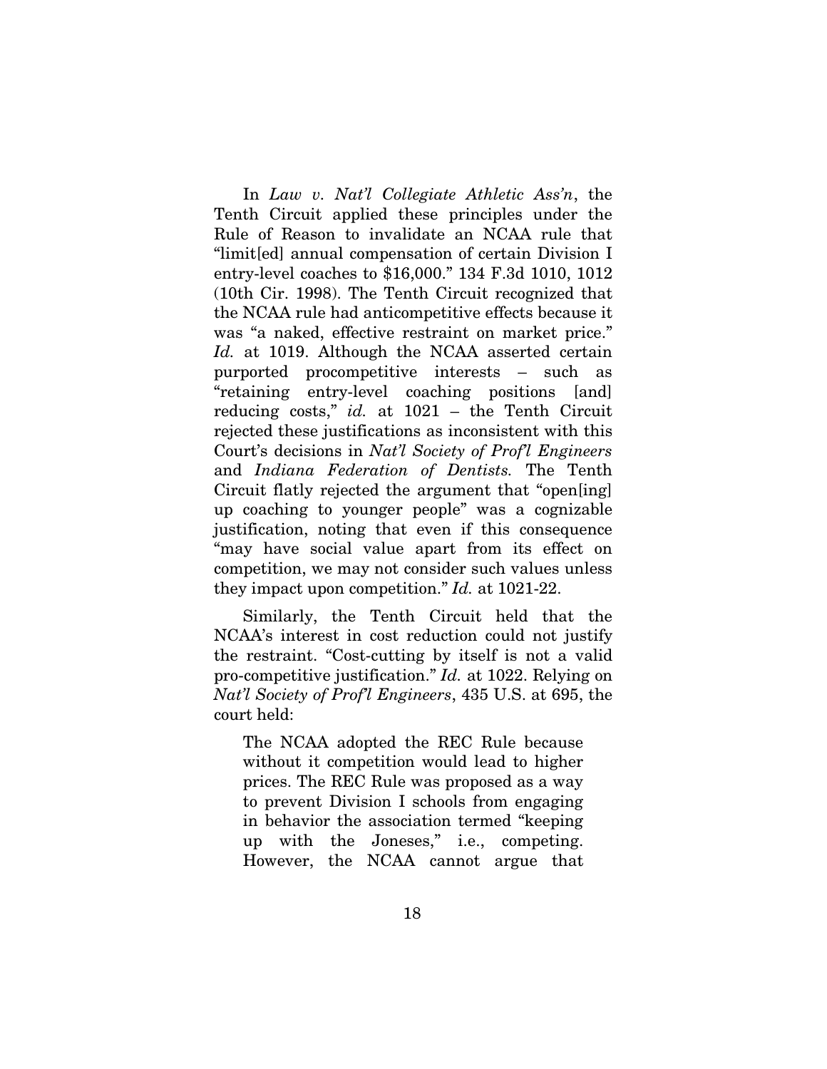In *Law v. Nat'l Collegiate Athletic Ass'n*, the Tenth Circuit applied these principles under the Rule of Reason to invalidate an NCAA rule that "limit[ed] annual compensation of certain Division I entry-level coaches to $16,000." 134 F.3d 1010, 1012 (10th Cir. 1998). The Tenth Circuit recognized that the NCAA rule had anticompetitive effects because it was "a naked, effective restraint on market price." *Id.* at 1019. Although the NCAA asserted certain purported procompetitive interests – such as "retaining entry-level coaching positions [and] reducing costs," *id.* at 1021 – the Tenth Circuit rejected these justifications as inconsistent with this Court's decisions in *Nat'l Society of Prof'l Engineers* and *Indiana Federation of Dentists.* The Tenth Circuit flatly rejected the argument that "open[ing] up coaching to younger people" was a cognizable justification, noting that even if this consequence "may have social value apart from its effect on competition, we may not consider such values unless they impact upon competition." *Id.* at 1021-22.

Similarly, the Tenth Circuit held that the NCAA's interest in cost reduction could not justify the restraint. "Cost-cutting by itself is not a valid pro-competitive justification." *Id.* at 1022. Relying on *Nat'l Society of Prof'l Engineers*, 435 U.S. at 695, the court held:

> The NCAA adopted the REC Rule because without it competition would lead to higher prices. The REC Rule was proposed as a way to prevent Division I schools from engaging in behavior the association termed "keeping up with the Joneses," i.e., competing. However, the NCAA cannot argue that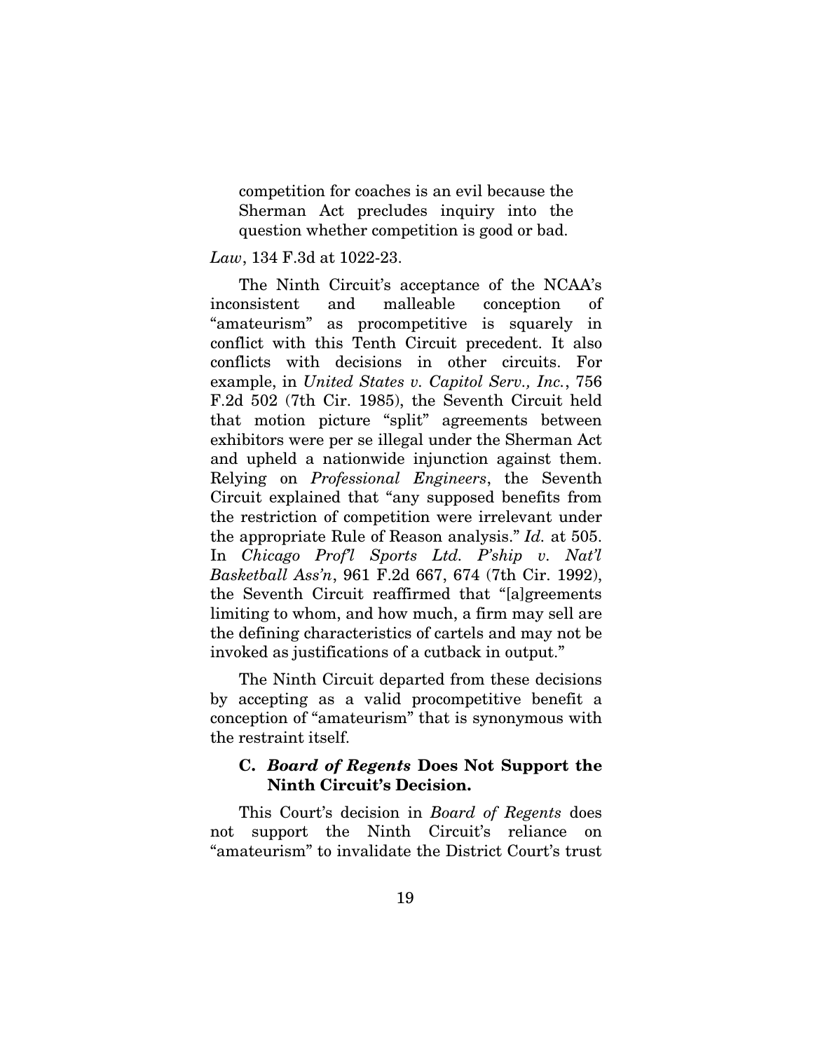> competition for coaches is an evil because the Sherman Act precludes inquiry into the question whether competition is good or bad.

*Law*, 134 F.3d at 1022-23.

The Ninth Circuit's acceptance of the NCAA's inconsistent and malleable conception of "amateurism" as procompetitive is squarely in conflict with this Tenth Circuit precedent. It also conflicts with decisions in other circuits. For example, in *United States v. Capitol Serv., Inc.*, 756 F.2d 502 (7th Cir. 1985), the Seventh Circuit held that motion picture "split" agreements between exhibitors were per se illegal under the Sherman Act and upheld a nationwide injunction against them. Relying on *Professional Engineers*, the Seventh Circuit explained that "any supposed benefits from the restriction of competition were irrelevant under the appropriate Rule of Reason analysis." *Id.* at 505. In *Chicago Prof'l Sports Ltd. P'ship v. Nat'l Basketball Ass'n*, 961 F.2d 667, 674 (7th Cir. 1992), the Seventh Circuit reaffirmed that "[a]greements limiting to whom, and how much, a firm may sell are the defining characteristics of cartels and may not be invoked as justifications of a cutback in output."

The Ninth Circuit departed from these decisions by accepting as a valid procompetitive benefit a conception of "amateurism" that is synonymous with the restraint itself.

### C. *Board of Regents* Does Not Support the Ninth Circuit's Decision.

This Court's decision in *Board of Regents* does not support the Ninth Circuit's reliance on "amateurism" to invalidate the District Court's trust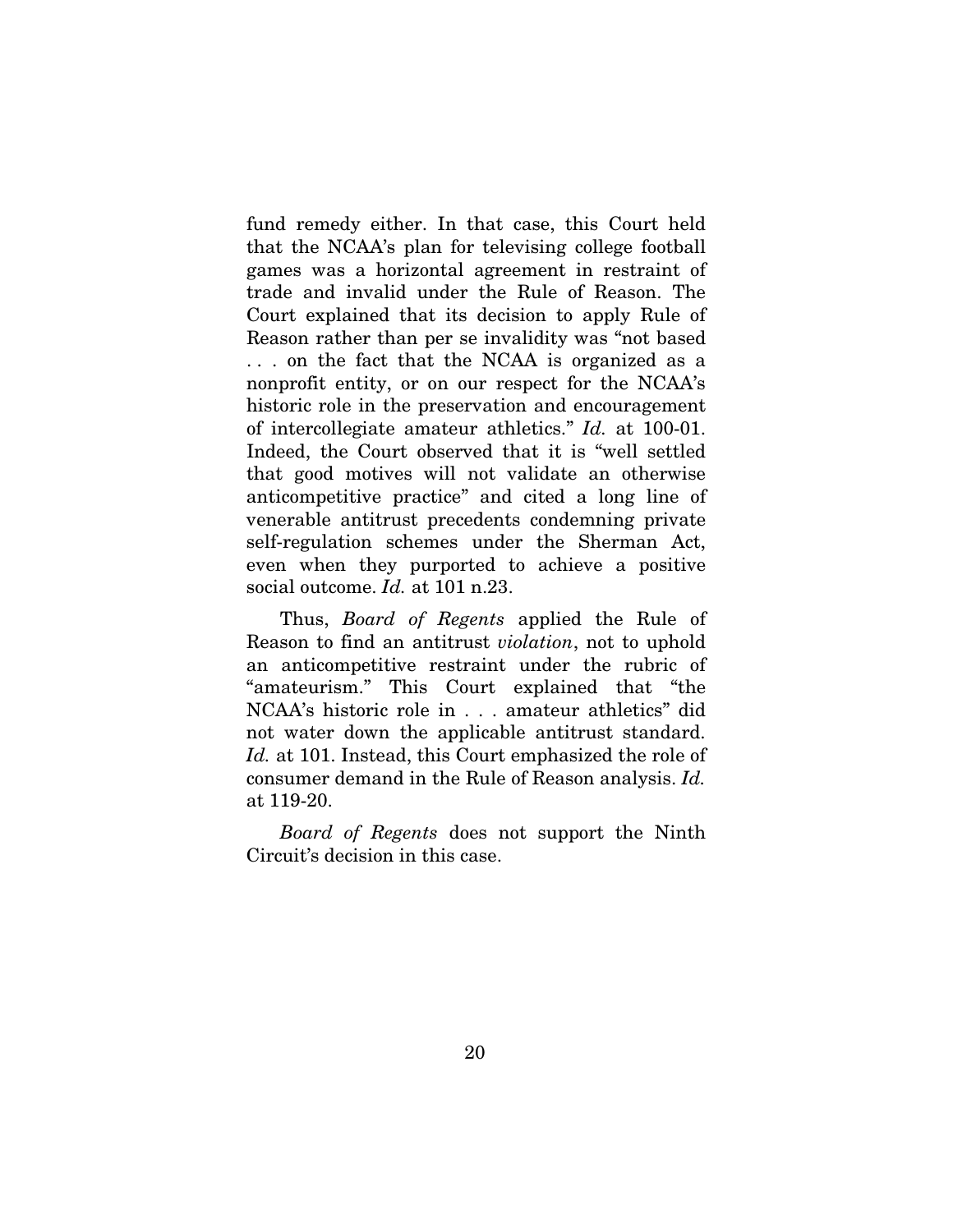fund remedy either. In that case, this Court held that the NCAA's plan for televising college football games was a horizontal agreement in restraint of trade and invalid under the Rule of Reason. The Court explained that its decision to apply Rule of Reason rather than per se invalidity was "not based . . . on the fact that the NCAA is organized as a nonprofit entity, or on our respect for the NCAA's historic role in the preservation and encouragement of intercollegiate amateur athletics." *Id.* at 100-01. Indeed, the Court observed that it is "well settled that good motives will not validate an otherwise anticompetitive practice" and cited a long line of venerable antitrust precedents condemning private self-regulation schemes under the Sherman Act, even when they purported to achieve a positive social outcome. *Id.* at 101 n.23.

Thus, *Board of Regents* applied the Rule of Reason to find an antitrust *violation*, not to uphold an anticompetitive restraint under the rubric of "amateurism." This Court explained that "the NCAA's historic role in . . . amateur athletics" did not water down the applicable antitrust standard. *Id.* at 101. Instead, this Court emphasized the role of consumer demand in the Rule of Reason analysis. *Id.* at 119-20.

*Board of Regents* does not support the Ninth Circuit's decision in this case.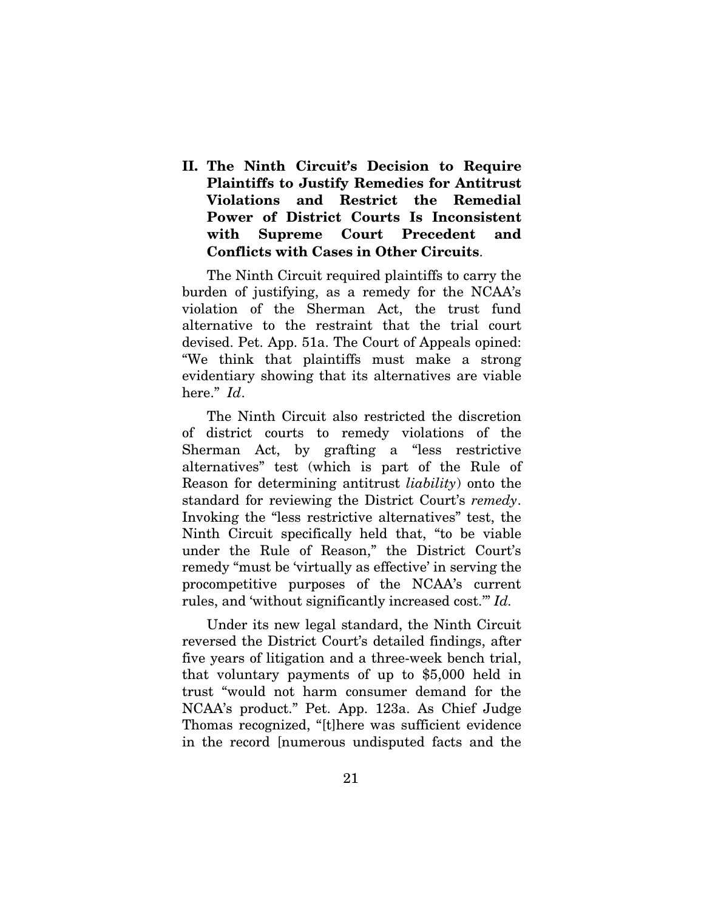## II. The Ninth Circuit's Decision to Require Plaintiffs to Justify Remedies for Antitrust Violations and Restrict the Remedial Power of District Courts Is Inconsistent with Supreme Court Precedent and Conflicts with Cases in Other Circuits.

The Ninth Circuit required plaintiffs to carry the burden of justifying, as a remedy for the NCAA's violation of the Sherman Act, the trust fund alternative to the restraint that the trial court devised. Pet. App. 51a. The Court of Appeals opined: "We think that plaintiffs must make a strong evidentiary showing that its alternatives are viable here." *Id*.

The Ninth Circuit also restricted the discretion of district courts to remedy violations of the Sherman Act, by grafting a "less restrictive alternatives" test (which is part of the Rule of Reason for determining antitrust *liability*) onto the standard for reviewing the District Court's *remedy*. Invoking the "less restrictive alternatives" test, the Ninth Circuit specifically held that, "to be viable under the Rule of Reason," the District Court's remedy "must be 'virtually as effective' in serving the procompetitive purposes of the NCAA's current rules, and 'without significantly increased cost.'" *Id.*

Under its new legal standard, the Ninth Circuit reversed the District Court's detailed findings, after five years of litigation and a three-week bench trial, that voluntary payments of up to $5,000 held in trust "would not harm consumer demand for the NCAA's product." Pet. App. 123a. As Chief Judge Thomas recognized, "[t]here was sufficient evidence in the record [numerous undisputed facts and the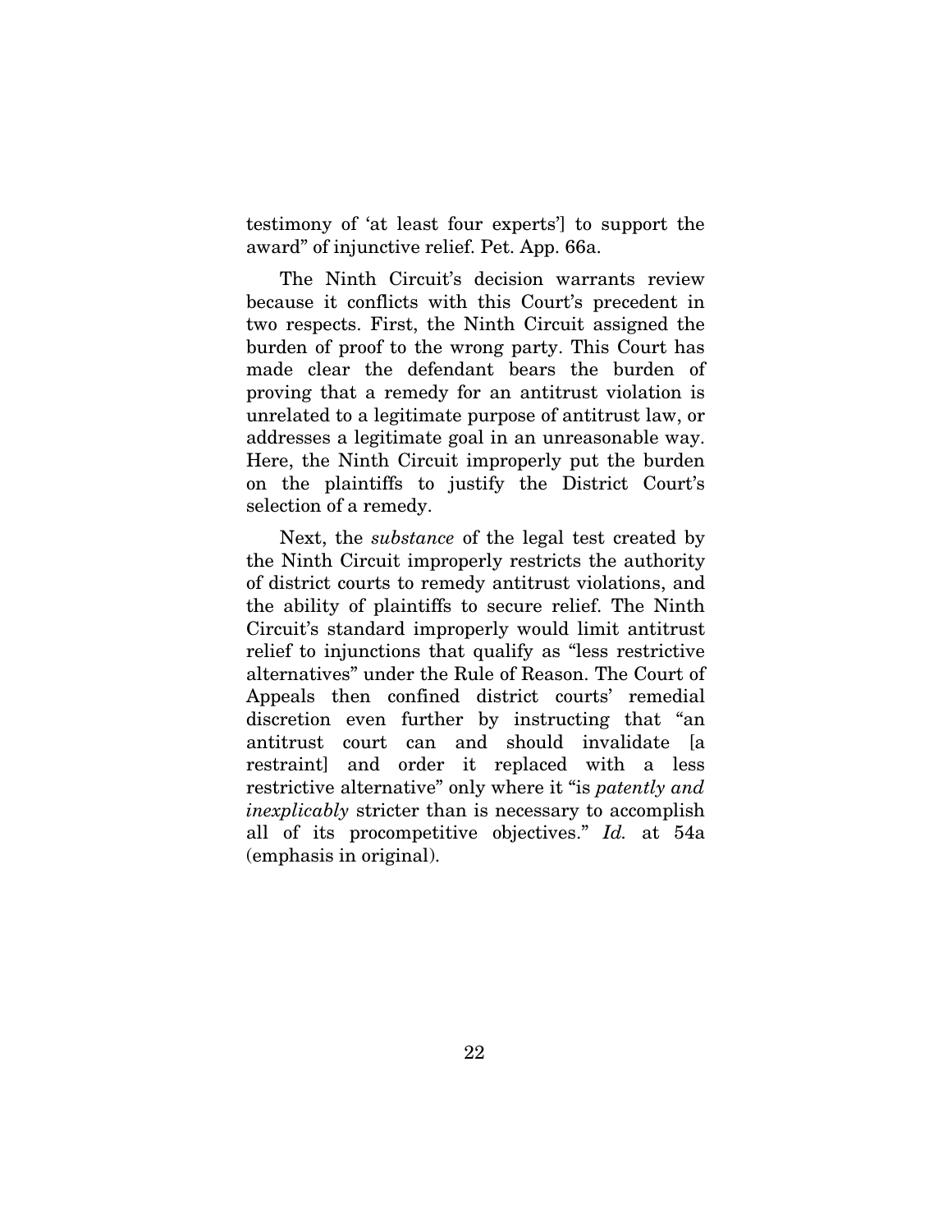testimony of 'at least four experts'] to support the award" of injunctive relief. Pet. App. 66a.

The Ninth Circuit's decision warrants review because it conflicts with this Court's precedent in two respects. First, the Ninth Circuit assigned the burden of proof to the wrong party. This Court has made clear the defendant bears the burden of proving that a remedy for an antitrust violation is unrelated to a legitimate purpose of antitrust law, or addresses a legitimate goal in an unreasonable way. Here, the Ninth Circuit improperly put the burden on the plaintiffs to justify the District Court's selection of a remedy.

Next, the *substance* of the legal test created by the Ninth Circuit improperly restricts the authority of district courts to remedy antitrust violations, and the ability of plaintiffs to secure relief. The Ninth Circuit's standard improperly would limit antitrust relief to injunctions that qualify as "less restrictive alternatives" under the Rule of Reason. The Court of Appeals then confined district courts' remedial discretion even further by instructing that "an antitrust court can and should invalidate [a restraint] and order it replaced with a less restrictive alternative" only where it "is *patently and inexplicably* stricter than is necessary to accomplish all of its procompetitive objectives." *Id.* at 54a (emphasis in original).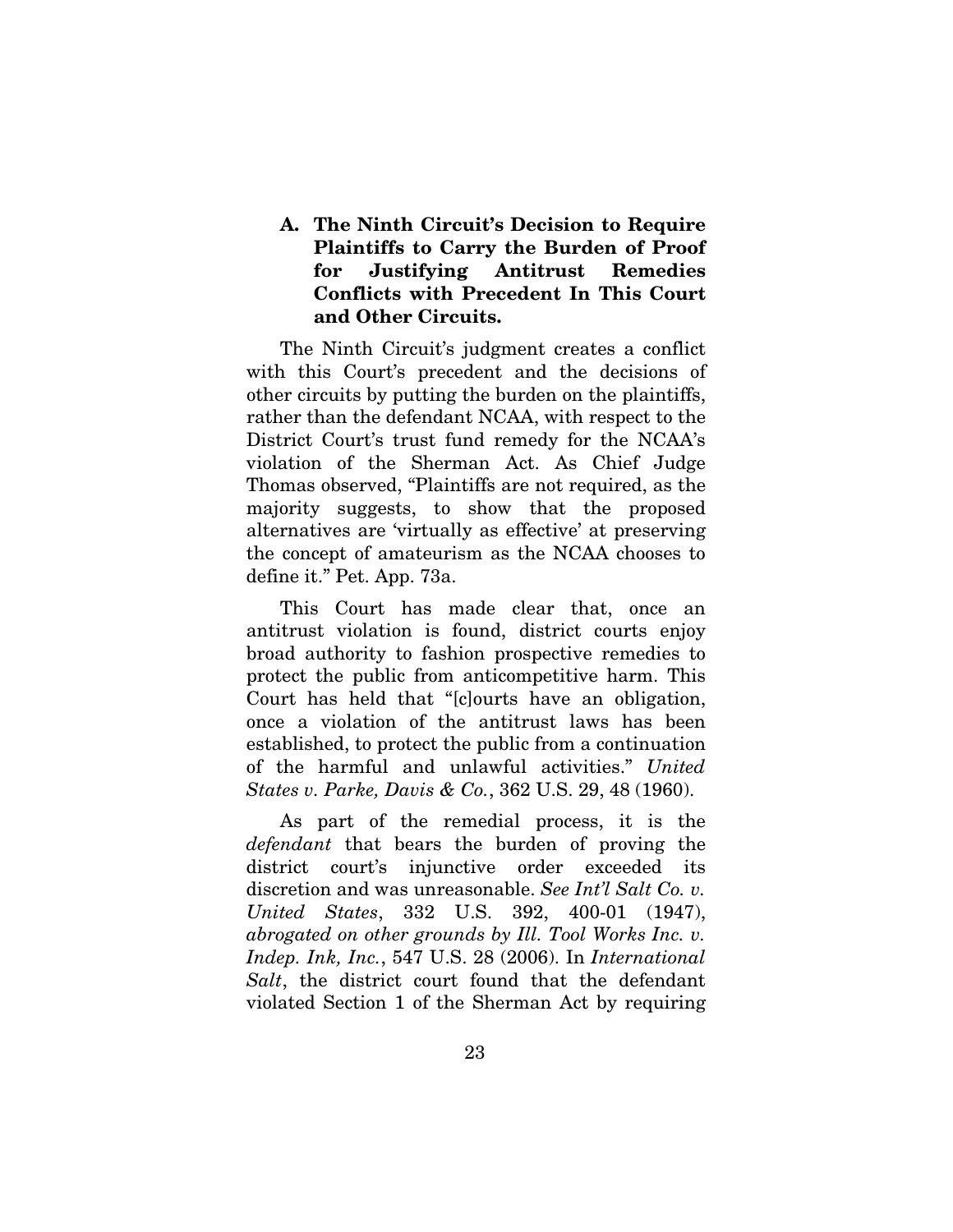### A. The Ninth Circuit's Decision to Require Plaintiffs to Carry the Burden of Proof for Justifying Antitrust Remedies Conflicts with Precedent In This Court and Other Circuits.

The Ninth Circuit's judgment creates a conflict with this Court's precedent and the decisions of other circuits by putting the burden on the plaintiffs, rather than the defendant NCAA, with respect to the District Court's trust fund remedy for the NCAA's violation of the Sherman Act. As Chief Judge Thomas observed, "Plaintiffs are not required, as the majority suggests, to show that the proposed alternatives are 'virtually as effective' at preserving the concept of amateurism as the NCAA chooses to define it." Pet. App. 73a.

This Court has made clear that, once an antitrust violation is found, district courts enjoy broad authority to fashion prospective remedies to protect the public from anticompetitive harm. This Court has held that "[c]ourts have an obligation, once a violation of the antitrust laws has been established, to protect the public from a continuation of the harmful and unlawful activities." *United States v. Parke, Davis & Co.*, 362 U.S. 29, 48 (1960).

As part of the remedial process, it is the *defendant* that bears the burden of proving the district court's injunctive order exceeded its discretion and was unreasonable. *See Int'l Salt Co. v. United States*, 332 U.S. 392, 400-01 (1947), *abrogated on other grounds by Ill. Tool Works Inc. v. Indep. Ink, Inc.*, 547 U.S. 28 (2006). In *International Salt*, the district court found that the defendant violated Section 1 of the Sherman Act by requiring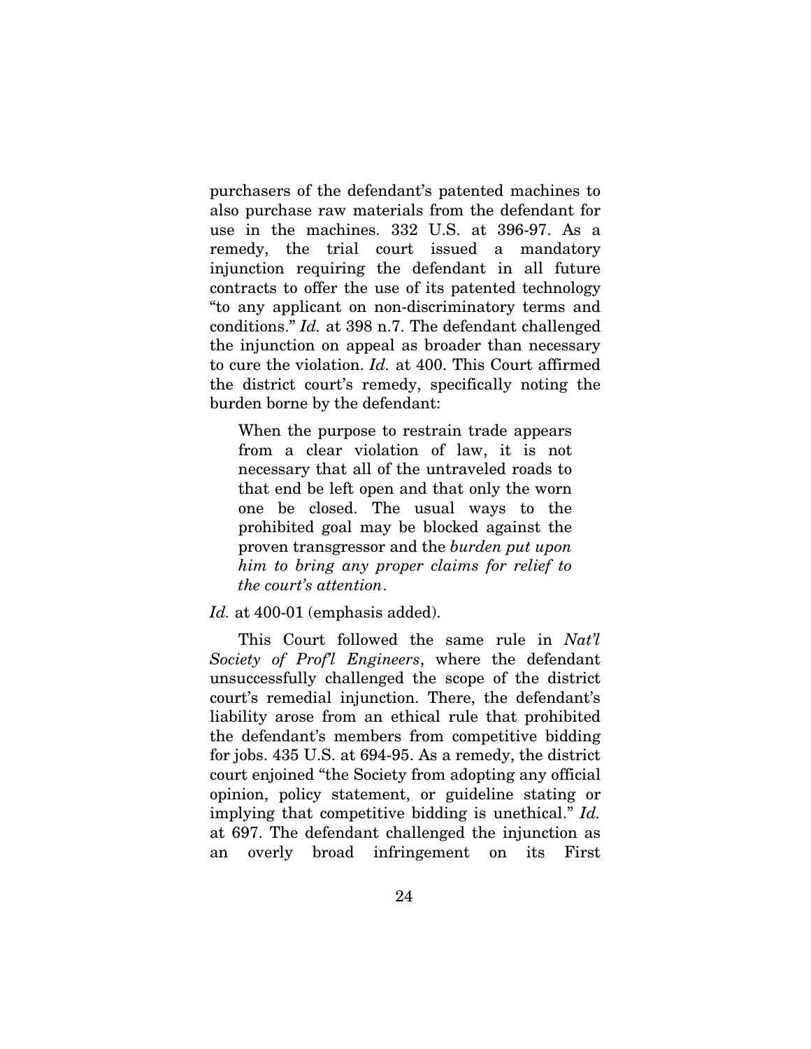purchasers of the defendant's patented machines to also purchase raw materials from the defendant for use in the machines. 332 U.S. at 396-97. As a remedy, the trial court issued a mandatory injunction requiring the defendant in all future contracts to offer the use of its patented technology "to any applicant on non-discriminatory terms and conditions." *Id.* at 398 n.7. The defendant challenged the injunction on appeal as broader than necessary to cure the violation. *Id.* at 400. This Court affirmed the district court's remedy, specifically noting the burden borne by the defendant:

> When the purpose to restrain trade appears from a clear violation of law, it is not necessary that all of the untraveled roads to that end be left open and that only the worn one be closed. The usual ways to the prohibited goal may be blocked against the proven transgressor and the *burden put upon him to bring any proper claims for relief to the court's attention*.

*Id.* at 400-01 (emphasis added).

This Court followed the same rule in *Nat'l Society of Prof'l Engineers*, where the defendant unsuccessfully challenged the scope of the district court's remedial injunction. There, the defendant's liability arose from an ethical rule that prohibited the defendant's members from competitive bidding for jobs. 435 U.S. at 694-95. As a remedy, the district court enjoined "the Society from adopting any official opinion, policy statement, or guideline stating or implying that competitive bidding is unethical." *Id.* at 697. The defendant challenged the injunction as an overly broad infringement on its First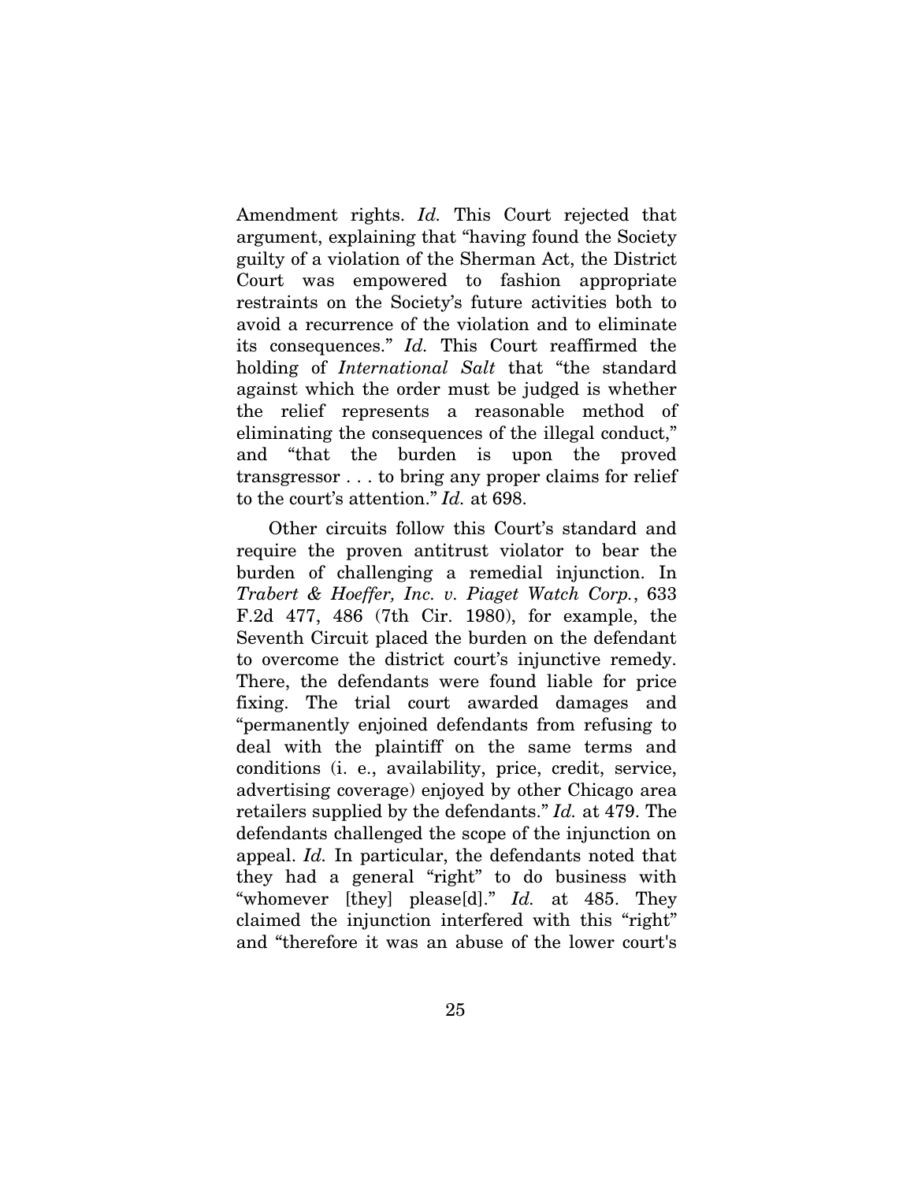Amendment rights. *Id.* This Court rejected that argument, explaining that "having found the Society guilty of a violation of the Sherman Act, the District Court was empowered to fashion appropriate restraints on the Society's future activities both to avoid a recurrence of the violation and to eliminate its consequences." *Id.* This Court reaffirmed the holding of *International Salt* that "the standard against which the order must be judged is whether the relief represents a reasonable method of eliminating the consequences of the illegal conduct," and "that the burden is upon the proved transgressor . . . to bring any proper claims for relief to the court's attention." *Id.* at 698.

Other circuits follow this Court's standard and require the proven antitrust violator to bear the burden of challenging a remedial injunction. In *Trabert & Hoeffer, Inc. v. Piaget Watch Corp.*, 633 F.2d 477, 486 (7th Cir. 1980), for example, the Seventh Circuit placed the burden on the defendant to overcome the district court's injunctive remedy. There, the defendants were found liable for price fixing. The trial court awarded damages and "permanently enjoined defendants from refusing to deal with the plaintiff on the same terms and conditions (i. e., availability, price, credit, service, advertising coverage) enjoyed by other Chicago area retailers supplied by the defendants." *Id.* at 479. The defendants challenged the scope of the injunction on appeal. *Id.* In particular, the defendants noted that they had a general "right" to do business with "whomever [they] please[d]." *Id.* at 485. They claimed the injunction interfered with this "right" and "therefore it was an abuse of the lower court's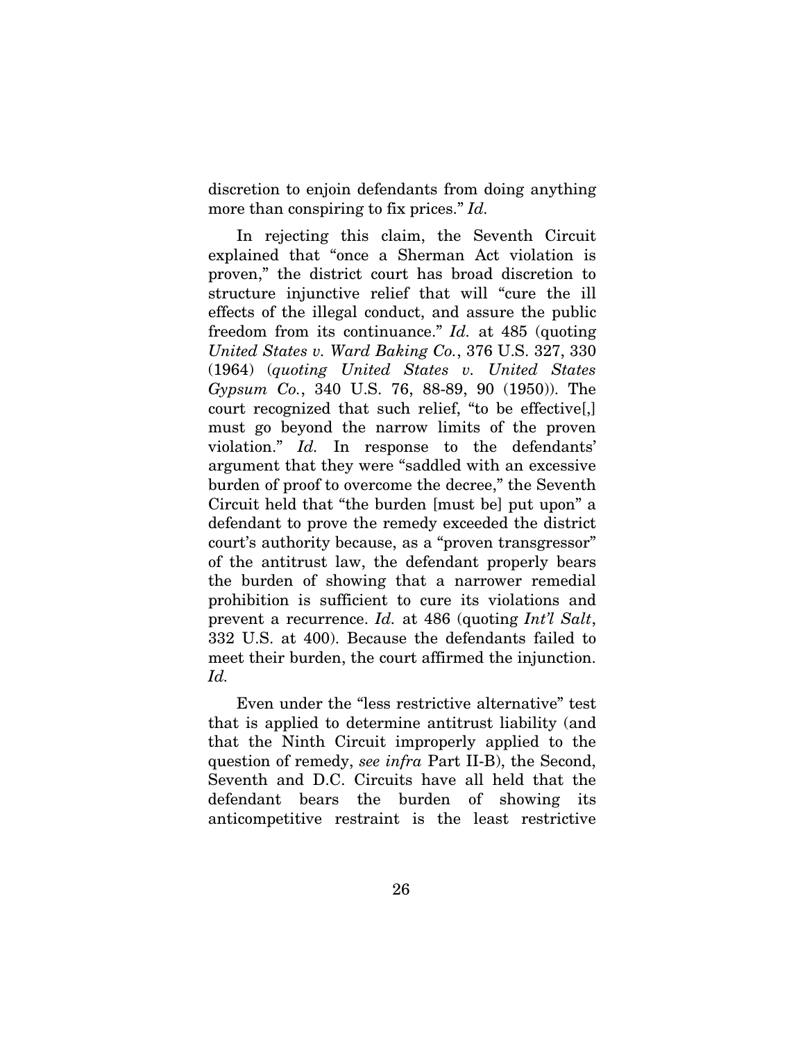discretion to enjoin defendants from doing anything more than conspiring to fix prices." *Id.*

In rejecting this claim, the Seventh Circuit explained that "once a Sherman Act violation is proven," the district court has broad discretion to structure injunctive relief that will "cure the ill effects of the illegal conduct, and assure the public freedom from its continuance." *Id.* at 485 (quoting *United States v. Ward Baking Co.*, 376 U.S. 327, 330 (1964) (*quoting United States v. United States Gypsum Co.*, 340 U.S. 76, 88-89, 90 (1950)). The court recognized that such relief, "to be effective[,] must go beyond the narrow limits of the proven violation." *Id.* In response to the defendants' argument that they were "saddled with an excessive burden of proof to overcome the decree," the Seventh Circuit held that "the burden [must be] put upon" a defendant to prove the remedy exceeded the district court's authority because, as a "proven transgressor" of the antitrust law, the defendant properly bears the burden of showing that a narrower remedial prohibition is sufficient to cure its violations and prevent a recurrence. *Id.* at 486 (quoting *Int'l Salt*, 332 U.S. at 400). Because the defendants failed to meet their burden, the court affirmed the injunction. *Id.*

Even under the "less restrictive alternative" test that is applied to determine antitrust liability (and that the Ninth Circuit improperly applied to the question of remedy, *see infra* Part II-B), the Second, Seventh and D.C. Circuits have all held that the defendant bears the burden of showing its anticompetitive restraint is the least restrictive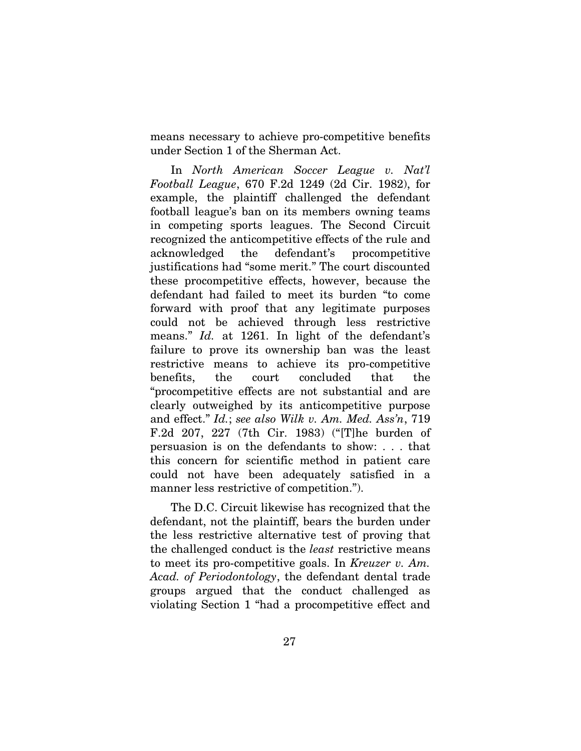means necessary to achieve pro-competitive benefits under Section 1 of the Sherman Act.

In *North American Soccer League v. Nat'l Football League*, 670 F.2d 1249 (2d Cir. 1982), for example, the plaintiff challenged the defendant football league's ban on its members owning teams in competing sports leagues. The Second Circuit recognized the anticompetitive effects of the rule and acknowledged the defendant's procompetitive justifications had "some merit." The court discounted these procompetitive effects, however, because the defendant had failed to meet its burden "to come forward with proof that any legitimate purposes could not be achieved through less restrictive means." *Id.* at 1261. In light of the defendant's failure to prove its ownership ban was the least restrictive means to achieve its pro-competitive benefits, the court concluded that the "procompetitive effects are not substantial and are clearly outweighed by its anticompetitive purpose and effect." *Id.*; *see also Wilk v. Am. Med. Ass'n*, 719 F.2d 207, 227 (7th Cir. 1983) ("[T]he burden of persuasion is on the defendants to show: . . . that this concern for scientific method in patient care could not have been adequately satisfied in a manner less restrictive of competition.").

The D.C. Circuit likewise has recognized that the defendant, not the plaintiff, bears the burden under the less restrictive alternative test of proving that the challenged conduct is the *least* restrictive means to meet its pro-competitive goals. In *Kreuzer v. Am. Acad. of Periodontology*, the defendant dental trade groups argued that the conduct challenged as violating Section 1 "had a procompetitive effect and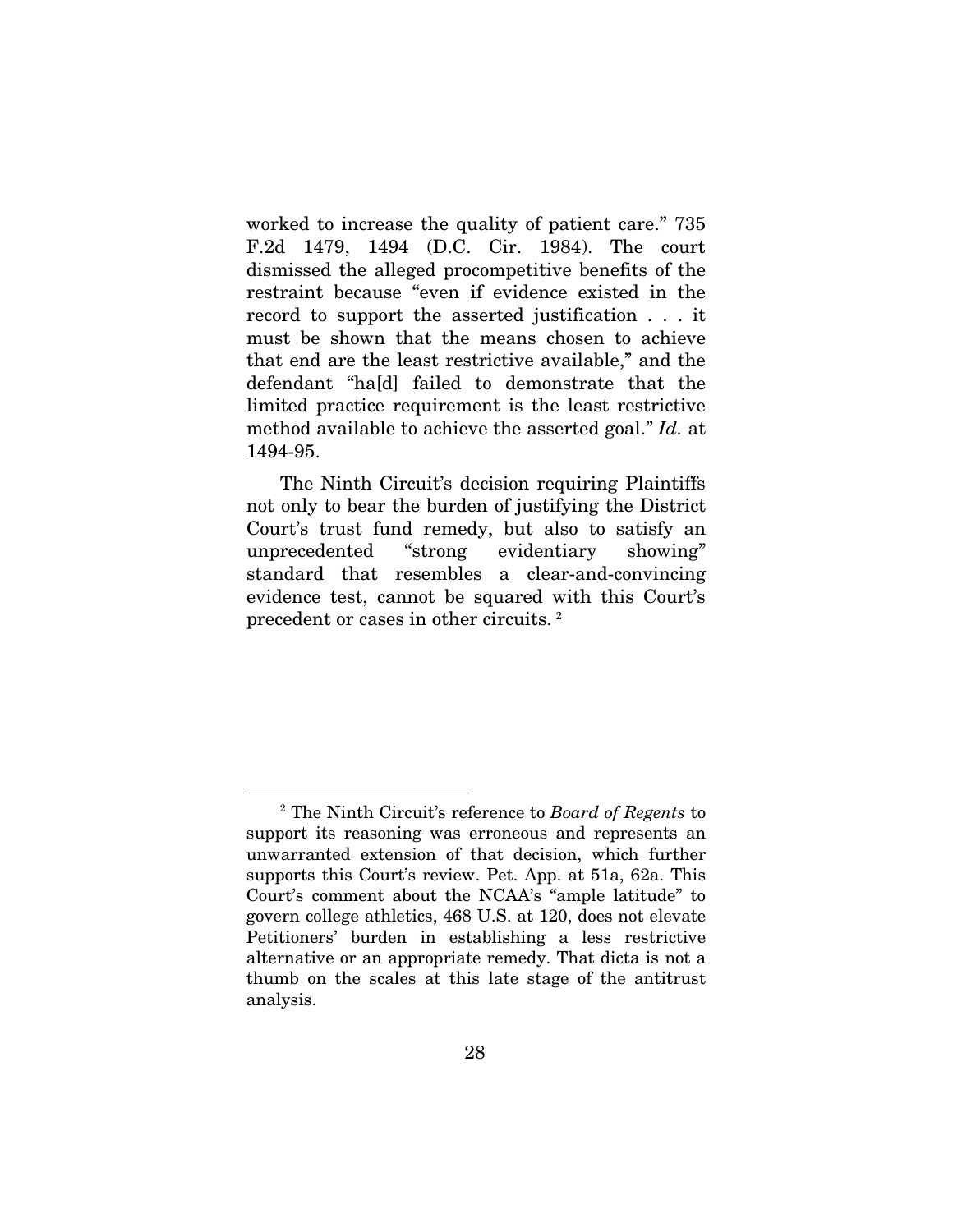worked to increase the quality of patient care." 735 F.2d 1479, 1494 (D.C. Cir. 1984). The court dismissed the alleged procompetitive benefits of the restraint because "even if evidence existed in the record to support the asserted justification . . . it must be shown that the means chosen to achieve that end are the least restrictive available," and the defendant "ha[d] failed to demonstrate that the limited practice requirement is the least restrictive method available to achieve the asserted goal." *Id.* at 1494-95.

The Ninth Circuit's decision requiring Plaintiffs not only to bear the burden of justifying the District Court's trust fund remedy, but also to satisfy an unprecedented "strong evidentiary showing" standard that resembles a clear-and-convincing evidence test, cannot be squared with this Court's precedent or cases in other circuits. [2]

---

[2] The Ninth Circuit's reference to *Board of Regents* to support its reasoning was erroneous and represents an unwarranted extension of that decision, which further supports this Court's review. Pet. App. at 51a, 62a. This Court's comment about the NCAA's "ample latitude" to govern college athletics, 468 U.S. at 120, does not elevate Petitioners' burden in establishing a less restrictive alternative or an appropriate remedy. That dicta is not a thumb on the scales at this late stage of the antitrust analysis.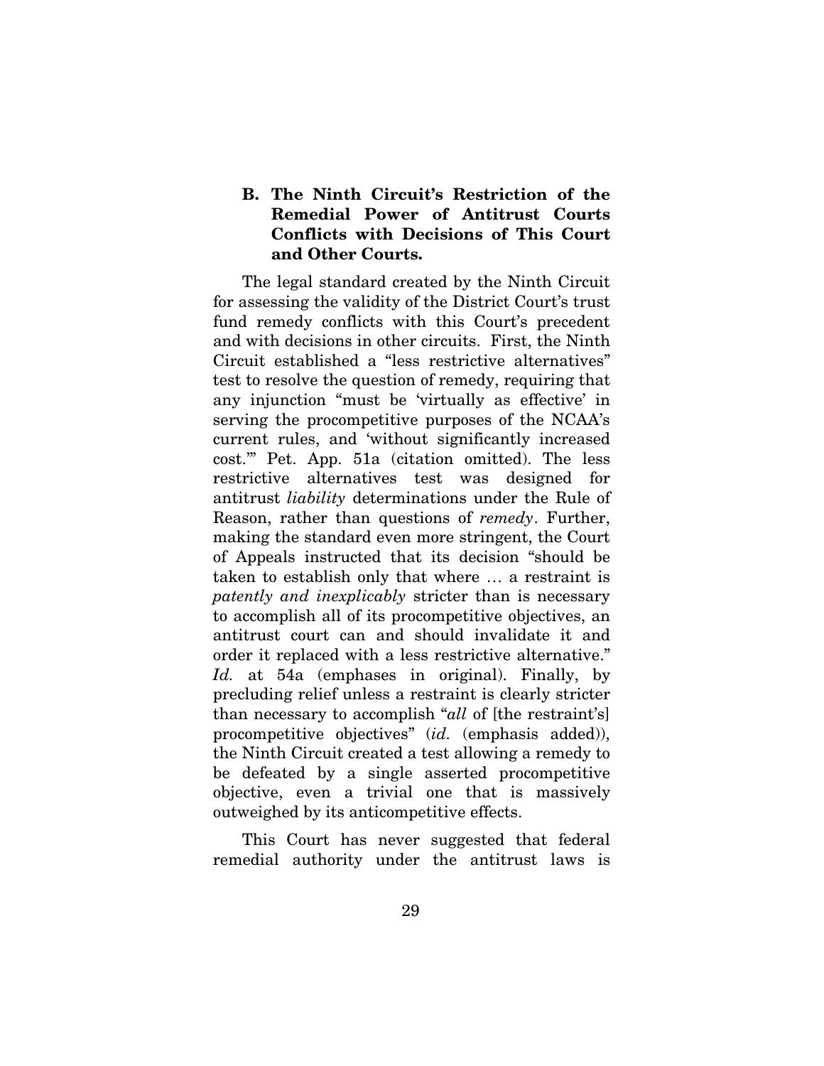### B. The Ninth Circuit's Restriction of the Remedial Power of Antitrust Courts Conflicts with Decisions of This Court and Other Courts.

The legal standard created by the Ninth Circuit for assessing the validity of the District Court's trust fund remedy conflicts with this Court's precedent and with decisions in other circuits. First, the Ninth Circuit established a "less restrictive alternatives" test to resolve the question of remedy, requiring that any injunction "must be 'virtually as effective' in serving the procompetitive purposes of the NCAA's current rules, and 'without significantly increased cost.'" Pet. App. 51a (citation omitted). The less restrictive alternatives test was designed for antitrust *liability* determinations under the Rule of Reason, rather than questions of *remedy*. Further, making the standard even more stringent, the Court of Appeals instructed that its decision "should be taken to establish only that where … a restraint is *patently and inexplicably* stricter than is necessary to accomplish all of its procompetitive objectives, an antitrust court can and should invalidate it and order it replaced with a less restrictive alternative." *Id.* at 54a (emphases in original). Finally, by precluding relief unless a restraint is clearly stricter than necessary to accomplish "*all* of [the restraint's] procompetitive objectives" (*id.* (emphasis added)), the Ninth Circuit created a test allowing a remedy to be defeated by a single asserted procompetitive objective, even a trivial one that is massively outweighed by its anticompetitive effects.

This Court has never suggested that federal remedial authority under the antitrust laws is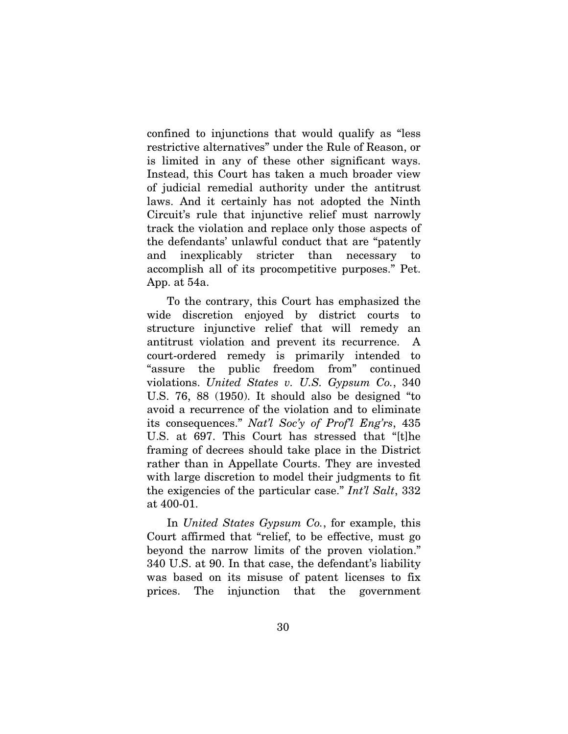confined to injunctions that would qualify as "less restrictive alternatives" under the Rule of Reason, or is limited in any of these other significant ways. Instead, this Court has taken a much broader view of judicial remedial authority under the antitrust laws. And it certainly has not adopted the Ninth Circuit's rule that injunctive relief must narrowly track the violation and replace only those aspects of the defendants' unlawful conduct that are "patently and inexplicably stricter than necessary to accomplish all of its procompetitive purposes." Pet. App. at 54a.

To the contrary, this Court has emphasized the wide discretion enjoyed by district courts to structure injunctive relief that will remedy an antitrust violation and prevent its recurrence. A court-ordered remedy is primarily intended to "assure the public freedom from" continued violations. *United States v. U.S. Gypsum Co.*, 340 U.S. 76, 88 (1950). It should also be designed "to avoid a recurrence of the violation and to eliminate its consequences." *Nat'l Soc'y of Prof'l Eng'rs*, 435 U.S. at 697. This Court has stressed that "[t]he framing of decrees should take place in the District rather than in Appellate Courts. They are invested with large discretion to model their judgments to fit the exigencies of the particular case." *Int'l Salt*, 332 at 400-01.

In *United States Gypsum Co.*, for example, this Court affirmed that "relief, to be effective, must go beyond the narrow limits of the proven violation." 340 U.S. at 90. In that case, the defendant's liability was based on its misuse of patent licenses to fix prices. The injunction that the government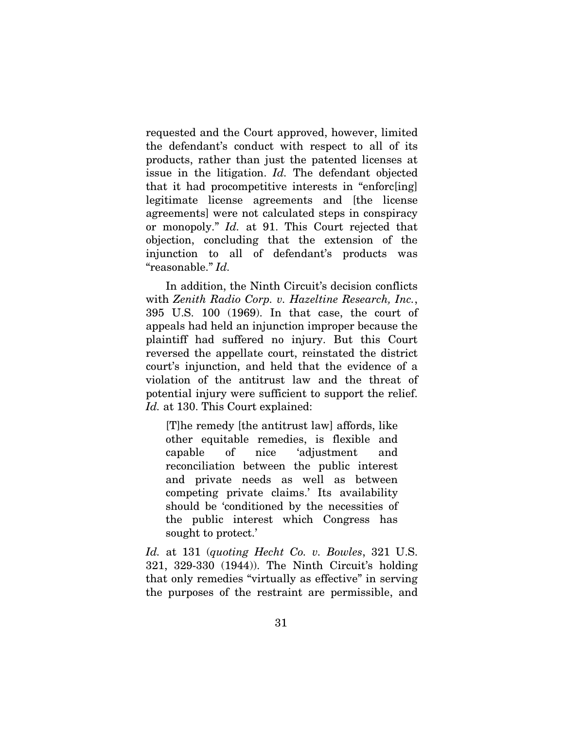requested and the Court approved, however, limited the defendant's conduct with respect to all of its products, rather than just the patented licenses at issue in the litigation. *Id.* The defendant objected that it had procompetitive interests in "enforc[ing] legitimate license agreements and [the license agreements] were not calculated steps in conspiracy or monopoly." *Id.* at 91. This Court rejected that objection, concluding that the extension of the injunction to all of defendant's products was "reasonable." *Id.*

In addition, the Ninth Circuit's decision conflicts with *Zenith Radio Corp. v. Hazeltine Research, Inc.*, 395 U.S. 100 (1969). In that case, the court of appeals had held an injunction improper because the plaintiff had suffered no injury. But this Court reversed the appellate court, reinstated the district court's injunction, and held that the evidence of a violation of the antitrust law and the threat of potential injury were sufficient to support the relief. *Id.* at 130. This Court explained:

> [T]he remedy [the antitrust law] affords, like other equitable remedies, is flexible and capable of nice 'adjustment and reconciliation between the public interest and private needs as well as between competing private claims.' Its availability should be 'conditioned by the necessities of the public interest which Congress has sought to protect.'

*Id.* at 131 (*quoting Hecht Co. v. Bowles*, 321 U.S. 321, 329-330 (1944)). The Ninth Circuit's holding that only remedies "virtually as effective" in serving the purposes of the restraint are permissible, and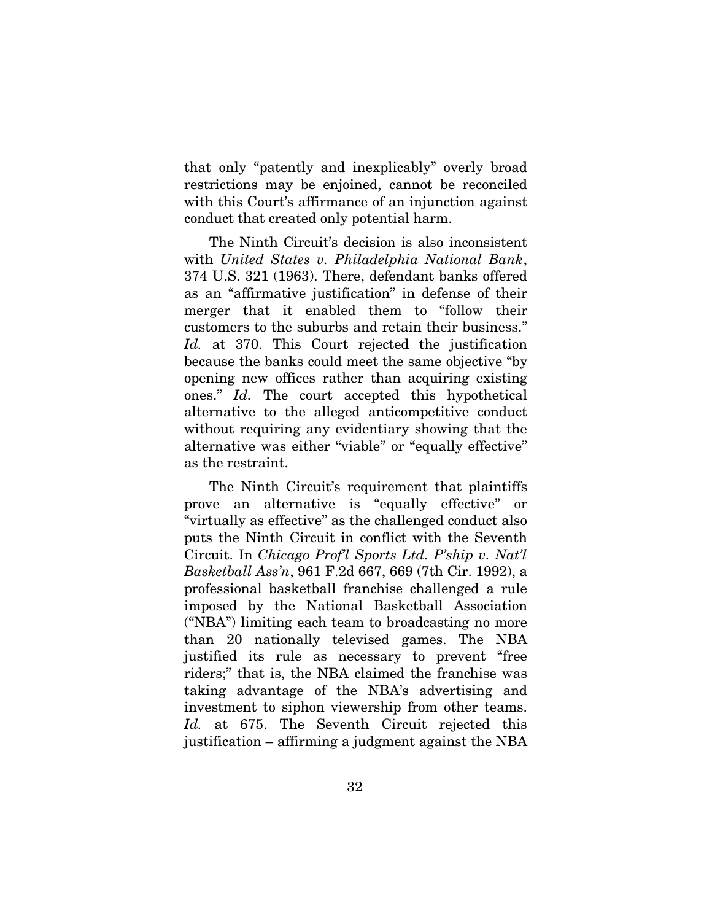that only "patently and inexplicably" overly broad restrictions may be enjoined, cannot be reconciled with this Court's affirmance of an injunction against conduct that created only potential harm.

The Ninth Circuit's decision is also inconsistent with *United States v. Philadelphia National Bank*, 374 U.S. 321 (1963). There, defendant banks offered as an "affirmative justification" in defense of their merger that it enabled them to "follow their customers to the suburbs and retain their business." *Id.* at 370. This Court rejected the justification because the banks could meet the same objective "by opening new offices rather than acquiring existing ones." *Id.* The court accepted this hypothetical alternative to the alleged anticompetitive conduct without requiring any evidentiary showing that the alternative was either "viable" or "equally effective" as the restraint.

The Ninth Circuit's requirement that plaintiffs prove an alternative is "equally effective" or "virtually as effective" as the challenged conduct also puts the Ninth Circuit in conflict with the Seventh Circuit. In *Chicago Prof'l Sports Ltd. P'ship v. Nat'l Basketball Ass'n*, 961 F.2d 667, 669 (7th Cir. 1992), a professional basketball franchise challenged a rule imposed by the National Basketball Association ("NBA") limiting each team to broadcasting no more than 20 nationally televised games. The NBA justified its rule as necessary to prevent "free riders;" that is, the NBA claimed the franchise was taking advantage of the NBA's advertising and investment to siphon viewership from other teams. *Id.* at 675. The Seventh Circuit rejected this justification – affirming a judgment against the NBA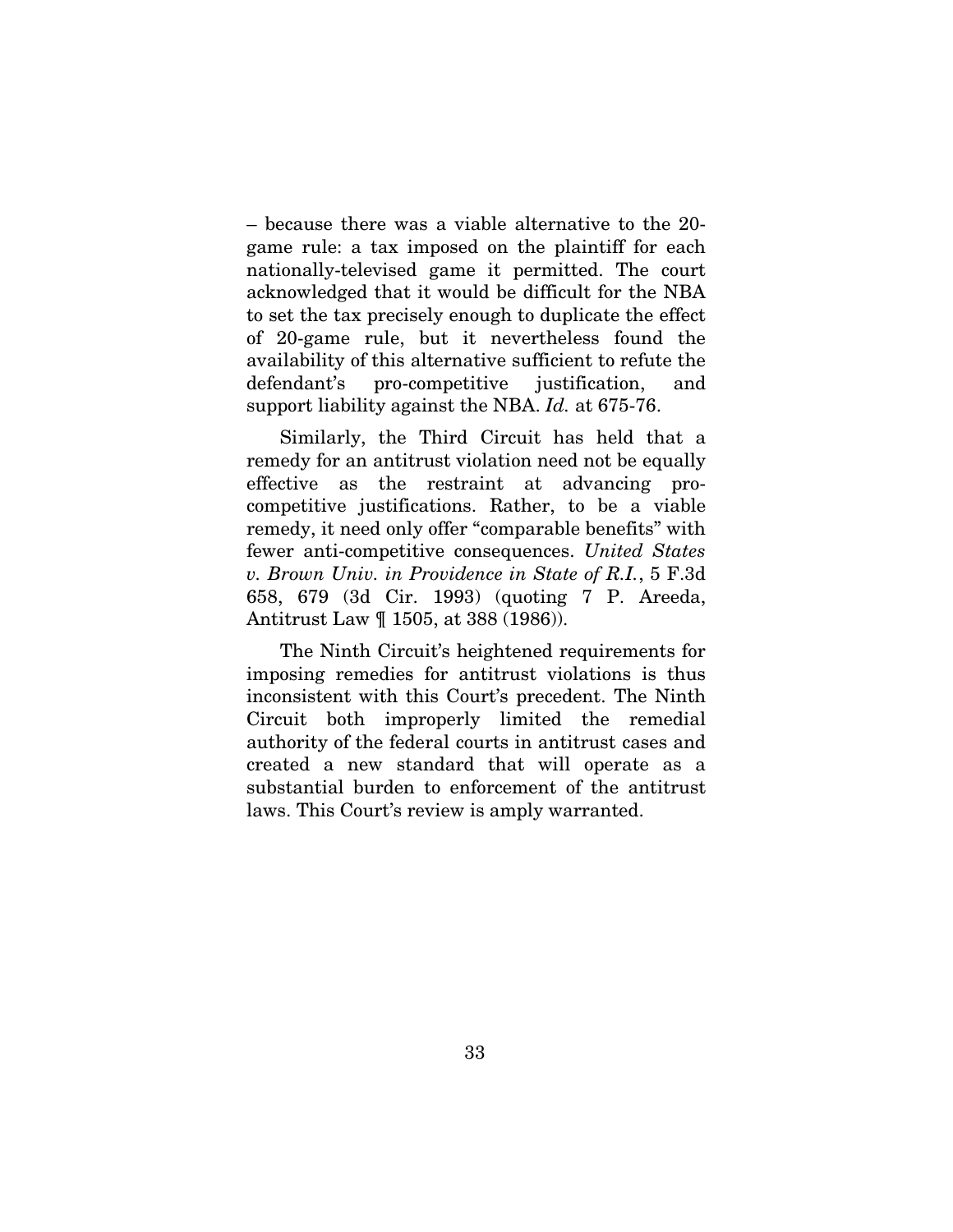– because there was a viable alternative to the 20-game rule: a tax imposed on the plaintiff for each nationally-televised game it permitted. The court acknowledged that it would be difficult for the NBA to set the tax precisely enough to duplicate the effect of 20-game rule, but it nevertheless found the availability of this alternative sufficient to refute the defendant's pro-competitive justification, and support liability against the NBA. *Id.* at 675-76.

Similarly, the Third Circuit has held that a remedy for an antitrust violation need not be equally effective as the restraint at advancing pro-competitive justifications. Rather, to be a viable remedy, it need only offer "comparable benefits" with fewer anti-competitive consequences. *United States v. Brown Univ. in Providence in State of R.I.*, 5 F.3d 658, 679 (3d Cir. 1993) (quoting 7 P. Areeda, Antitrust Law ¶ 1505, at 388 (1986)).

The Ninth Circuit's heightened requirements for imposing remedies for antitrust violations is thus inconsistent with this Court's precedent. The Ninth Circuit both improperly limited the remedial authority of the federal courts in antitrust cases and created a new standard that will operate as a substantial burden to enforcement of the antitrust laws. This Court's review is amply warranted.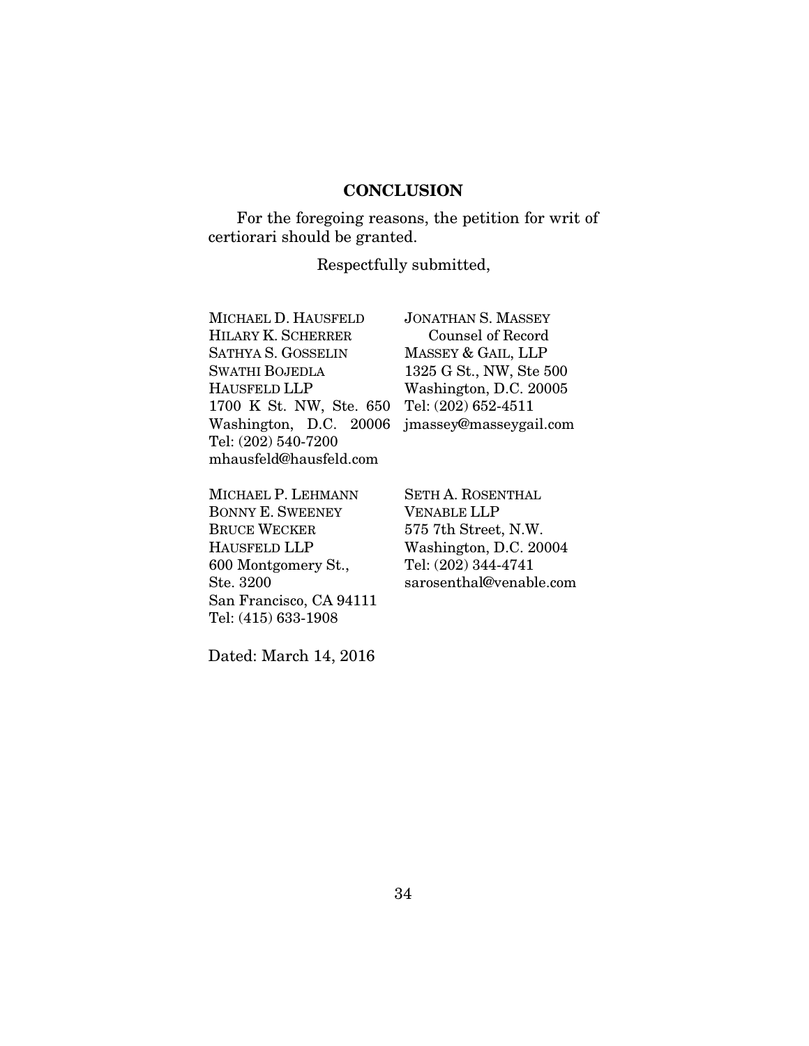## CONCLUSION

For the foregoing reasons, the petition for writ of certiorari should be granted.

Respectfully submitted,

MICHAEL D. HAUSFELD
HILARY K. SCHERRER
SATHYA S. GOSSELIN
SWATHI BOJEDLA
HAUSFELD LLP
1700 K St. NW, Ste. 650
Washington, D.C. 20006
Tel: (202) 540-7200
mhausfeld@hausfeld.com

JONATHAN S. MASSEY
Counsel of Record
MASSEY & GAIL, LLP
1325 G St., NW, Ste 500
Washington, D.C. 20005
Tel: (202) 652-4511
jmassey@masseygail.com

MICHAEL P. LEHMANN
BONNY E. SWEENEY
BRUCE WECKER
HAUSFELD LLP
600 Montgomery St.,
Ste. 3200
San Francisco, CA 94111
Tel: (415) 633-1908

SETH A. ROSENTHAL
VENABLE LLP
575 7th Street, N.W.
Washington, D.C. 20004
Tel: (202) 344-4741
sarosenthal@venable.com

Dated: March 14, 2016